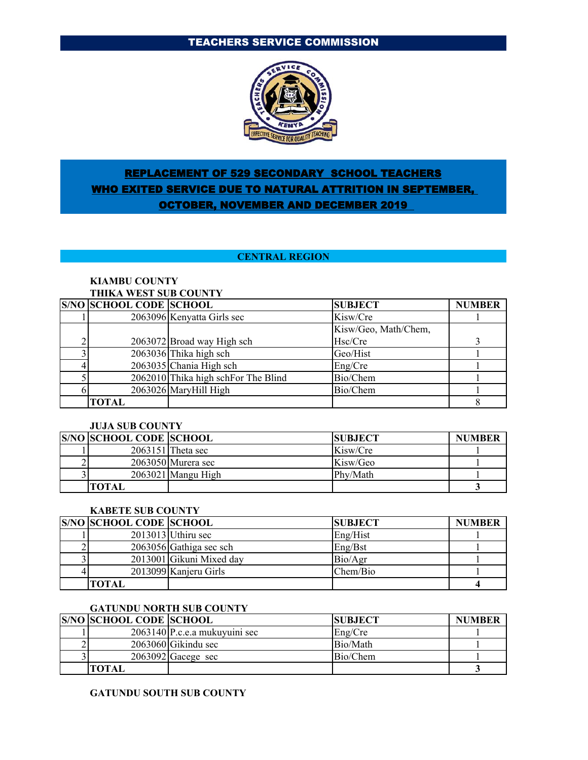# TEACHERS SERVICE COMMISSION

## REPLACEMENT OF 529 SECONDARY SCHOOL TEACHERS WHO EXITED SERVICE DUE TO NATURAL ATTRITION IN SEPTEMBER, OCTOBER, NOVEMBER AND DECEMBER 2019

## CENTRAL REGION

### KIAMBU COUNTY

#### THIKA WEST SUB COUNTY

| S/NO | SCHOOL CODE | SCHOOL | SUBJECT | NUMBER |
|---|---|---|---|---|
| 1 | 2063096 | Kenyatta Girls sec | Kisw/Cre | 1 |
| 2 | 2063072 | Broad way High sch | Kisw/Geo, Math/Chem, Hsc/Cre | 3 |
| 3 | 2063036 | Thika high sch | Geo/Hist | 1 |
| 4 | 2063035 | Chania High sch | Eng/Cre | 1 |
| 5 | 2062010 | Thika high schFor The Blind | Bio/Chem | 1 |
| 6 | 2063026 | MaryHill High | Bio/Chem | 1 |
| | **TOTAL** | | | 8 |

#### JUJA SUB COUNTY

| S/NO | SCHOOL CODE | SCHOOL | SUBJECT | NUMBER |
|---|---|---|---|---|
| 1 | 2063151 | Theta sec | Kisw/Cre | 1 |
| 2 | 2063050 | Murera sec | Kisw/Geo | 1 |
| 3 | 2063021 | Mangu High | Phy/Math | 1 |
| | **TOTAL** | | | **3** |

#### KABETE SUB COUNTY

| S/NO | SCHOOL CODE | SCHOOL | SUBJECT | NUMBER |
|---|---|---|---|---|
| 1 | 2013013 | Uthiru sec | Eng/Hist | 1 |
| 2 | 2063056 | Gathiga sec sch | Eng/Bst | 1 |
| 3 | 2013001 | Gikuni Mixed day | Bio/Agr | 1 |
| 4 | 2013099 | Kanjeru Girls | Chem/Bio | 1 |
| | **TOTAL** | | | **4** |

#### GATUNDU NORTH SUB COUNTY

| S/NO | SCHOOL CODE | SCHOOL | SUBJECT | NUMBER |
|---|---|---|---|---|
| 1 | 2063140 | P.c.e.a mukuyuini sec | Eng/Cre | 1 |
| 2 | 2063060 | Gikindu sec | Bio/Math | 1 |
| 3 | 2063092 | Gacege sec | Bio/Chem | 1 |
| | **TOTAL** | | | **3** |

#### GATUNDU SOUTH SUB COUNTY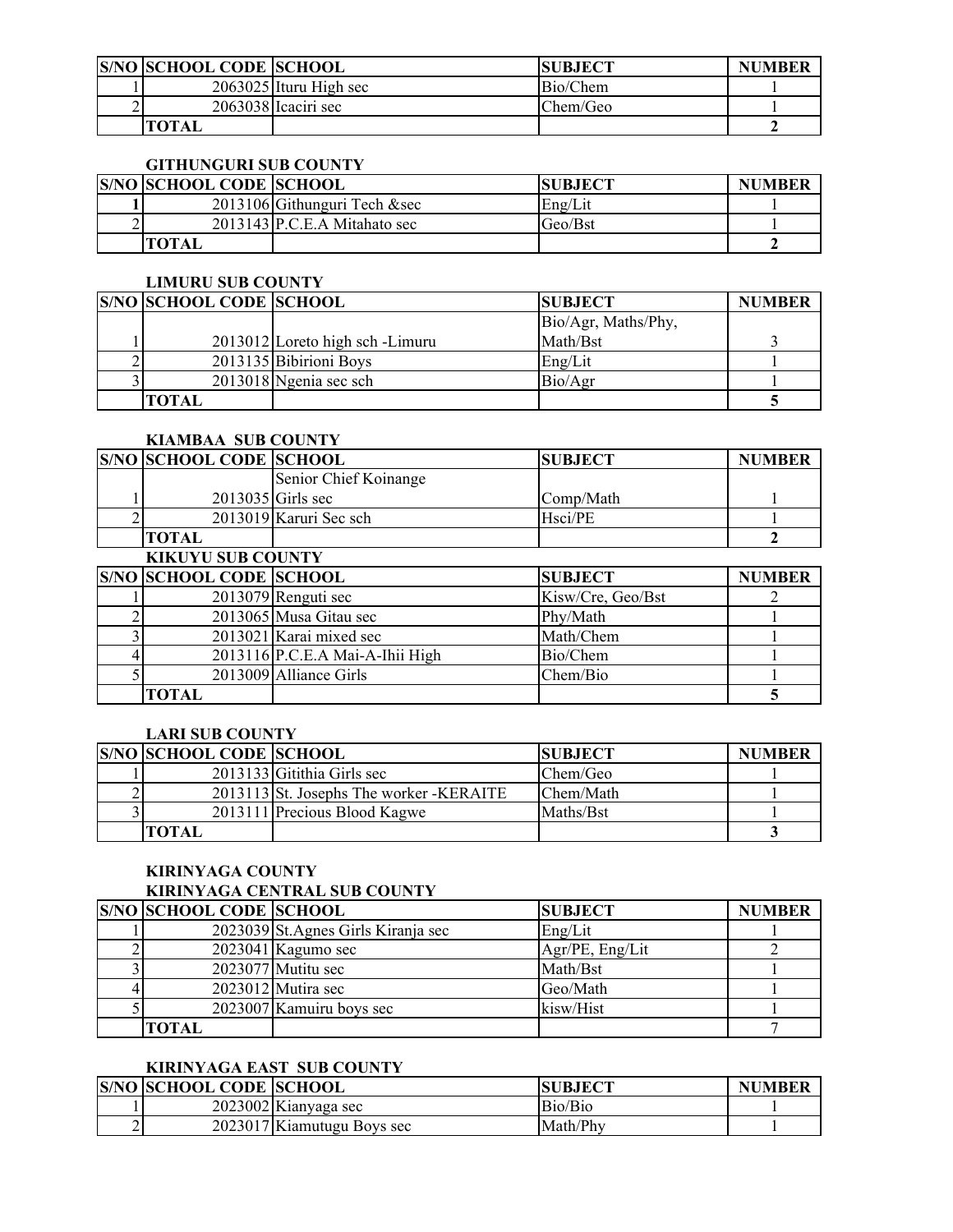| S/NO | SCHOOL CODE | SCHOOL | SUBJECT | NUMBER |
|---|---|---|---|---|
| 1 | 2063025 | Ituru High sec | Bio/Chem | 1 |
| 2 | 2063038 | Icaciri sec | Chem/Geo | 1 |
| | **TOTAL** | | | **2** |

### GITHUNGURI SUB COUNTY

| S/NO | SCHOOL CODE | SCHOOL | SUBJECT | NUMBER |
|---|---|---|---|---|
| **1** | 2013106 | Githunguri Tech &sec | Eng/Lit | 1 |
| 2 | 2013143 | P.C.E.A Mitahato sec | Geo/Bst | 1 |
| | **TOTAL** | | | **2** |

### LIMURU SUB COUNTY

| S/NO | SCHOOL CODE | SCHOOL | SUBJECT | NUMBER |
|---|---|---|---|---|
| 1 | 2013012 | Loreto high sch -Limuru | Bio/Agr, Maths/Phy, Math/Bst | 3 |
| 2 | 2013135 | Bibirioni Boys | Eng/Lit | 1 |
| 3 | 2013018 | Ngenia sec sch | Bio/Agr | 1 |
| | **TOTAL** | | | **5** |

### KIAMBAA SUB COUNTY

| S/NO | SCHOOL CODE | SCHOOL | SUBJECT | NUMBER |
|---|---|---|---|---|
| 1 | 2013035 | Senior Chief Koinange Girls sec | Comp/Math | 1 |
| 2 | 2013019 | Karuri Sec sch | Hsci/PE | 1 |
| | **TOTAL** | | | **2** |

### KIKUYU SUB COUNTY

| S/NO | SCHOOL CODE | SCHOOL | SUBJECT | NUMBER |
|---|---|---|---|---|
| 1 | 2013079 | Renguti sec | Kisw/Cre, Geo/Bst | 2 |
| 2 | 2013065 | Musa Gitau sec | Phy/Math | 1 |
| 3 | 2013021 | Karai mixed sec | Math/Chem | 1 |
| 4 | 2013116 | P.C.E.A Mai-A-Ihii High | Bio/Chem | 1 |
| 5 | 2013009 | Alliance Girls | Chem/Bio | 1 |
| | **TOTAL** | | | **5** |

### LARI SUB COUNTY

| S/NO | SCHOOL CODE | SCHOOL | SUBJECT | NUMBER |
|---|---|---|---|---|
| 1 | 2013133 | Gitithia Girls sec | Chem/Geo | 1 |
| 2 | 2013113 | St. Josephs The worker -KERAITE | Chem/Math | 1 |
| 3 | 2013111 | Precious Blood Kagwe | Maths/Bst | 1 |
| | **TOTAL** | | | **3** |

## KIRINYAGA COUNTY

### KIRINYAGA CENTRAL SUB COUNTY

| S/NO | SCHOOL CODE | SCHOOL | SUBJECT | NUMBER |
|---|---|---|---|---|
| 1 | 2023039 | St.Agnes Girls Kiranja sec | Eng/Lit | 1 |
| 2 | 2023041 | Kagumo sec | Agr/PE, Eng/Lit | 2 |
| 3 | 2023077 | Mutitu sec | Math/Bst | 1 |
| 4 | 2023012 | Mutira sec | Geo/Math | 1 |
| 5 | 2023007 | Kamuiru boys sec | kisw/Hist | 1 |
| | **TOTAL** | | | 7 |

### KIRINYAGA EAST SUB COUNTY

| S/NO | SCHOOL CODE | SCHOOL | SUBJECT | NUMBER |
|---|---|---|---|---|
| 1 | 2023002 | Kianyaga sec | Bio/Bio | 1 |
| 2 | 2023017 | Kiamutugu Boys sec | Math/Phy | 1 |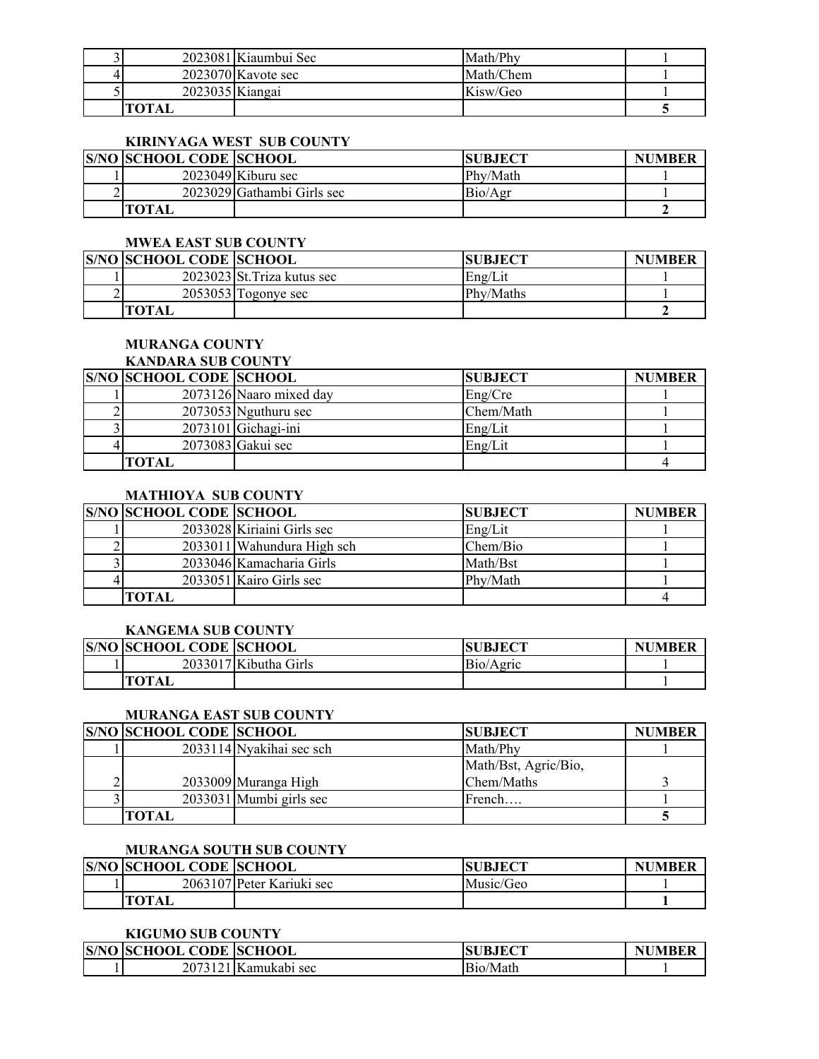| S/NO | SCHOOL CODE | SCHOOL | SUBJECT | NUMBER |
|---|---|---|---|---|
| 3 | 2023081 | Kiaumbui Sec | Math/Phy | 1 |
| 4 | 2023070 | Kavote sec | Math/Chem | 1 |
| 5 | 2023035 | Kiangai | Kisw/Geo | 1 |
| | **TOTAL** | | | **5** |

### KIRINYAGA WEST SUB COUNTY

| S/NO | SCHOOL CODE | SCHOOL | SUBJECT | NUMBER |
|---|---|---|---|---|
| 1 | 2023049 | Kiburu sec | Phy/Math | 1 |
| 2 | 2023029 | Gathambi Girls sec | Bio/Agr | 1 |
| | **TOTAL** | | | **2** |

### MWEA EAST SUB COUNTY

| S/NO | SCHOOL CODE | SCHOOL | SUBJECT | NUMBER |
|---|---|---|---|---|
| 1 | 2023023 | St.Triza kutus sec | Eng/Lit | 1 |
| 2 | 2053053 | Togonye sec | Phy/Maths | 1 |
| | **TOTAL** | | | **2** |

## MURANGA COUNTY

### KANDARA SUB COUNTY

| S/NO | SCHOOL CODE | SCHOOL | SUBJECT | NUMBER |
|---|---|---|---|---|
| 1 | 2073126 | Naaro mixed day | Eng/Cre | 1 |
| 2 | 2073053 | Nguthuru sec | Chem/Math | 1 |
| 3 | 2073101 | Gichagi-ini | Eng/Lit | 1 |
| 4 | 2073083 | Gakui sec | Eng/Lit | 1 |
| | **TOTAL** | | | 4 |

### MATHIOYA SUB COUNTY

| S/NO | SCHOOL CODE | SCHOOL | SUBJECT | NUMBER |
|---|---|---|---|---|
| 1 | 2033028 | Kiriaini Girls sec | Eng/Lit | 1 |
| 2 | 2033011 | Wahundura High sch | Chem/Bio | 1 |
| 3 | 2033046 | Kamacharia Girls | Math/Bst | 1 |
| 4 | 2033051 | Kairo Girls sec | Phy/Math | 1 |
| | **TOTAL** | | | 4 |

### KANGEMA SUB COUNTY

| S/NO | SCHOOL CODE | SCHOOL | SUBJECT | NUMBER |
|---|---|---|---|---|
| 1 | 2033017 | Kibutha Girls | Bio/Agric | 1 |
| | **TOTAL** | | | 1 |

### MURANGA EAST SUB COUNTY

| S/NO | SCHOOL CODE | SCHOOL | SUBJECT | NUMBER |
|---|---|---|---|---|
| 1 | 2033114 | Nyakihai sec sch | Math/Phy | 1 |
| 2 | 2033009 | Muranga High | Math/Bst, Agric/Bio, Chem/Maths | 3 |
| 3 | 2033031 | Mumbi girls sec | French…. | 1 |
| | **TOTAL** | | | **5** |

### MURANGA SOUTH SUB COUNTY

| S/NO | SCHOOL CODE | SCHOOL | SUBJECT | NUMBER |
|---|---|---|---|---|
| 1 | 2063107 | Peter Kariuki sec | Music/Geo | 1 |
| | **TOTAL** | | | **1** |

### KIGUMO SUB COUNTY

| S/NO | SCHOOL CODE | SCHOOL | SUBJECT | NUMBER |
|---|---|---|---|---|
| 1 | 2073121 | Kamukabi sec | Bio/Math | 1 |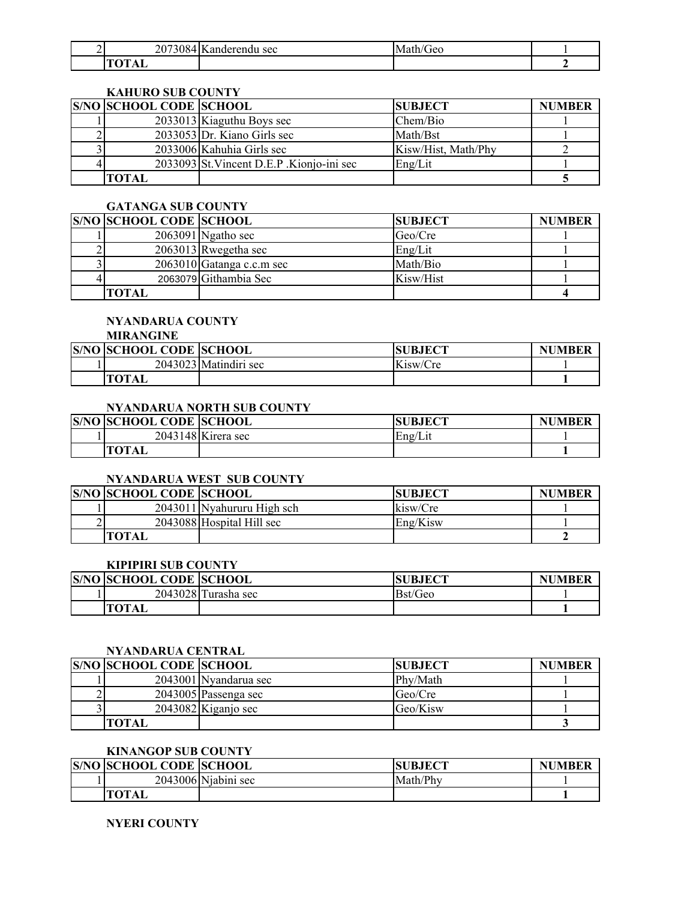| S/NO | SCHOOL CODE | SCHOOL | SUBJECT | NUMBER |
|---|---|---|---|---|
| 2 | 2073084 | Kanderendu sec | Math/Geo | 1 |
| | **TOTAL** | | | **2** |

**KAHURO SUB COUNTY**

| S/NO | SCHOOL CODE | SCHOOL | SUBJECT | NUMBER |
|---|---|---|---|---|
| 1 | 2033013 | Kiaguthu Boys sec | Chem/Bio | 1 |
| 2 | 2033053 | Dr. Kiano Girls sec | Math/Bst | 1 |
| 3 | 2033006 | Kahuhia Girls sec | Kisw/Hist, Math/Phy | 2 |
| 4 | 2033093 | St.Vincent D.E.P .Kionjo-ini sec | Eng/Lit | 1 |
| | **TOTAL** | | | **5** |

**GATANGA SUB COUNTY**

| S/NO | SCHOOL CODE | SCHOOL | SUBJECT | NUMBER |
|---|---|---|---|---|
| 1 | 2063091 | Ngatho sec | Geo/Cre | 1 |
| 2 | 2063013 | Rwegetha sec | Eng/Lit | 1 |
| 3 | 2063010 | Gatanga c.c.m sec | Math/Bio | 1 |
| 4 | 2063079 | Githambia Sec | Kisw/Hist | 1 |
| | **TOTAL** | | | **4** |

**NYANDARUA COUNTY**

**MIRANGINE**

| S/NO | SCHOOL CODE | SCHOOL | SUBJECT | NUMBER |
|---|---|---|---|---|
| 1 | 2043023 | Matindiri sec | Kisw/Cre | 1 |
| | **TOTAL** | | | **1** |

**NYANDARUA NORTH SUB COUNTY**

| S/NO | SCHOOL CODE | SCHOOL | SUBJECT | NUMBER |
|---|---|---|---|---|
| 1 | 2043148 | Kirera sec | Eng/Lit | 1 |
| | **TOTAL** | | | **1** |

**NYANDARUA WEST SUB COUNTY**

| S/NO | SCHOOL CODE | SCHOOL | SUBJECT | NUMBER |
|---|---|---|---|---|
| 1 | 2043011 | Nyahururu High sch | kisw/Cre | 1 |
| 2 | 2043088 | Hospital Hill sec | Eng/Kisw | 1 |
| | **TOTAL** | | | **2** |

**KIPIPIRI SUB COUNTY**

| S/NO | SCHOOL CODE | SCHOOL | SUBJECT | NUMBER |
|---|---|---|---|---|
| 1 | 2043028 | Turasha sec | Bst/Geo | 1 |
| | **TOTAL** | | | **1** |

**NYANDARUA CENTRAL**

| S/NO | SCHOOL CODE | SCHOOL | SUBJECT | NUMBER |
|---|---|---|---|---|
| 1 | 2043001 | Nyandarua sec | Phy/Math | 1 |
| 2 | 2043005 | Passenga sec | Geo/Cre | 1 |
| 3 | 2043082 | Kiganjo sec | Geo/Kisw | 1 |
| | **TOTAL** | | | **3** |

**KINANGOP SUB COUNTY**

| S/NO | SCHOOL CODE | SCHOOL | SUBJECT | NUMBER |
|---|---|---|---|---|
| 1 | 2043006 | Njabini sec | Math/Phy | 1 |
| | **TOTAL** | | | **1** |

**NYERI COUNTY**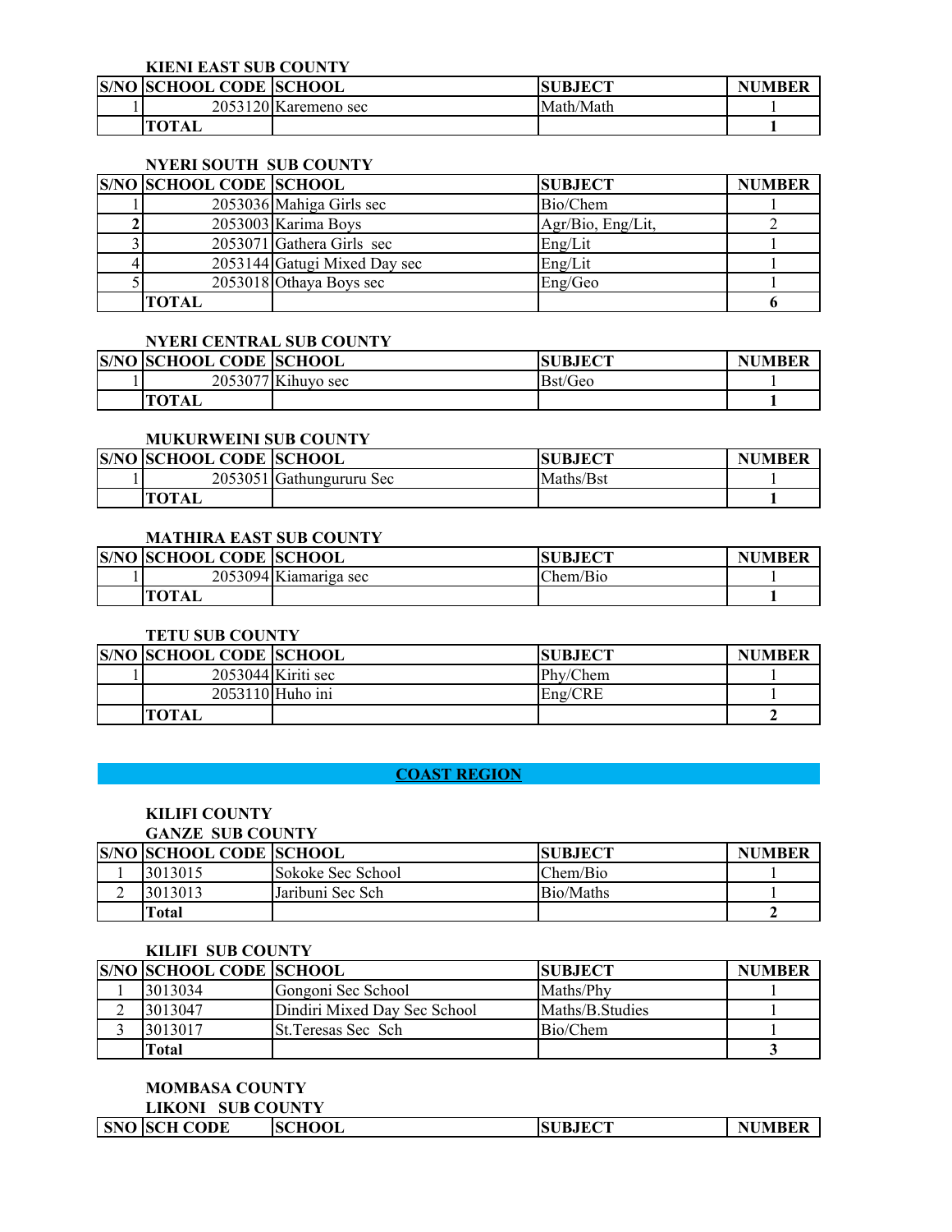### KIENI EAST SUB COUNTY

| S/NO | SCHOOL CODE | SCHOOL | SUBJECT | NUMBER |
|---|---|---|---|---|
| 1 | 2053120 | Karemeno sec | Math/Math | 1 |
| | **TOTAL** | | | **1** |

### NYERI SOUTH SUB COUNTY

| S/NO | SCHOOL CODE | SCHOOL | SUBJECT | NUMBER |
|---|---|---|---|---|
| 1 | 2053036 | Mahiga Girls sec | Bio/Chem | 1 |
| **2** | 2053003 | Karima Boys | Agr/Bio, Eng/Lit, | 2 |
| 3 | 2053071 | Gathera Girls sec | Eng/Lit | 1 |
| 4 | 2053144 | Gatugi Mixed Day sec | Eng/Lit | 1 |
| 5 | 2053018 | Othaya Boys sec | Eng/Geo | 1 |
| | **TOTAL** | | | **6** |

### NYERI CENTRAL SUB COUNTY

| S/NO | SCHOOL CODE | SCHOOL | SUBJECT | NUMBER |
|---|---|---|---|---|
| 1 | 2053077 | Kihuyo sec | Bst/Geo | 1 |
| | **TOTAL** | | | **1** |

### MUKURWEINI SUB COUNTY

| S/NO | SCHOOL CODE | SCHOOL | SUBJECT | NUMBER |
|---|---|---|---|---|
| 1 | 2053051 | Gathungururu Sec | Maths/Bst | 1 |
| | **TOTAL** | | | **1** |

### MATHIRA EAST SUB COUNTY

| S/NO | SCHOOL CODE | SCHOOL | SUBJECT | NUMBER |
|---|---|---|---|---|
| 1 | 2053094 | Kiamariga sec | Chem/Bio | 1 |
| | **TOTAL** | | | **1** |

### TETU SUB COUNTY

| S/NO | SCHOOL CODE | SCHOOL | SUBJECT | NUMBER |
|---|---|---|---|---|
| 1 | 2053044 | Kiriti sec | Phy/Chem | 1 |
| | 2053110 | Huho ini | Eng/CRE | 1 |
| | **TOTAL** | | | **2** |

## COAST REGION

### KILIFI COUNTY

### GANZE SUB COUNTY

| S/NO | SCHOOL CODE | SCHOOL | SUBJECT | NUMBER |
|---|---|---|---|---|
| 1 | 3013015 | Sokoke Sec School | Chem/Bio | 1 |
| 2 | 3013013 | Jaribuni Sec Sch | Bio/Maths | 1 |
| | **Total** | | | **2** |

### KILIFI SUB COUNTY

| S/NO | SCHOOL CODE | SCHOOL | SUBJECT | NUMBER |
|---|---|---|---|---|
| 1 | 3013034 | Gongoni Sec School | Maths/Phy | 1 |
| 2 | 3013047 | Dindiri Mixed Day Sec School | Maths/B.Studies | 1 |
| 3 | 3013017 | St.Teresas Sec Sch | Bio/Chem | 1 |
| | **Total** | | | **3** |

### MOMBASA COUNTY

### LIKONI SUB COUNTY

| SNO | SCH CODE | SCHOOL | SUBJECT | NUMBER |
|---|---|---|---|---|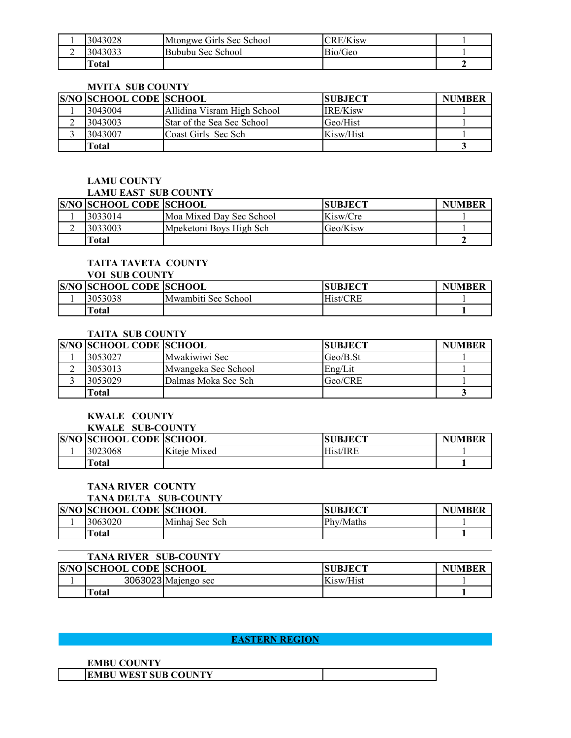| S/NO | SCHOOL CODE | SCHOOL | SUBJECT | NUMBER |
|---|---|---|---|---|
| 1 | 3043028 | Mtongwe Girls Sec School | CRE/Kisw | 1 |
| 2 | 3043033 | Bububu Sec School | Bio/Geo | 1 |
| | **Total** | | | **2** |

**MVITA SUB COUNTY**

| S/NO | SCHOOL CODE | SCHOOL | SUBJECT | NUMBER |
|---|---|---|---|---|
| 1 | 3043004 | Allidina Visram High School | IRE/Kisw | 1 |
| 2 | 3043003 | Star of the Sea Sec School | Geo/Hist | 1 |
| 3 | 3043007 | Coast Girls Sec Sch | Kisw/Hist | 1 |
| | **Total** | | | **3** |

**LAMU COUNTY**

**LAMU EAST SUB COUNTY**

| S/NO | SCHOOL CODE | SCHOOL | SUBJECT | NUMBER |
|---|---|---|---|---|
| 1 | 3033014 | Moa Mixed Day Sec School | Kisw/Cre | 1 |
| 2 | 3033003 | Mpeketoni Boys High Sch | Geo/Kisw | 1 |
| | **Total** | | | **2** |

**TAITA TAVETA COUNTY**

**VOI SUB COUNTY**

| S/NO | SCHOOL CODE | SCHOOL | SUBJECT | NUMBER |
|---|---|---|---|---|
| 1 | 3053038 | Mwambiti Sec School | Hist/CRE | 1 |
| | **Total** | | | **1** |

**TAITA SUB COUNTY**

| S/NO | SCHOOL CODE | SCHOOL | SUBJECT | NUMBER |
|---|---|---|---|---|
| 1 | 3053027 | Mwakiwiwi Sec | Geo/B.St | 1 |
| 2 | 3053013 | Mwangeka Sec School | Eng/Lit | 1 |
| 3 | 3053029 | Dalmas Moka Sec Sch | Geo/CRE | 1 |
| | **Total** | | | **3** |

**KWALE COUNTY**

**KWALE SUB-COUNTY**

| S/NO | SCHOOL CODE | SCHOOL | SUBJECT | NUMBER |
|---|---|---|---|---|
| 1 | 3023068 | Kiteje Mixed | Hist/IRE | 1 |
| | **Total** | | | **1** |

**TANA RIVER COUNTY**

**TANA DELTA SUB-COUNTY**

| S/NO | SCHOOL CODE | SCHOOL | SUBJECT | NUMBER |
|---|---|---|---|---|
| 1 | 3063020 | Minhaj Sec Sch | Phy/Maths | 1 |
| | **Total** | | | **1** |

**TANA RIVER SUB-COUNTY**

| S/NO | SCHOOL CODE | SCHOOL | SUBJECT | NUMBER |
|---|---|---|---|---|
| 1 | 3063023 | Majengo sec | Kisw/Hist | 1 |
| | **Total** | | | **1** |

## EASTERN REGION

**EMBU COUNTY**

**EMBU WEST SUB COUNTY**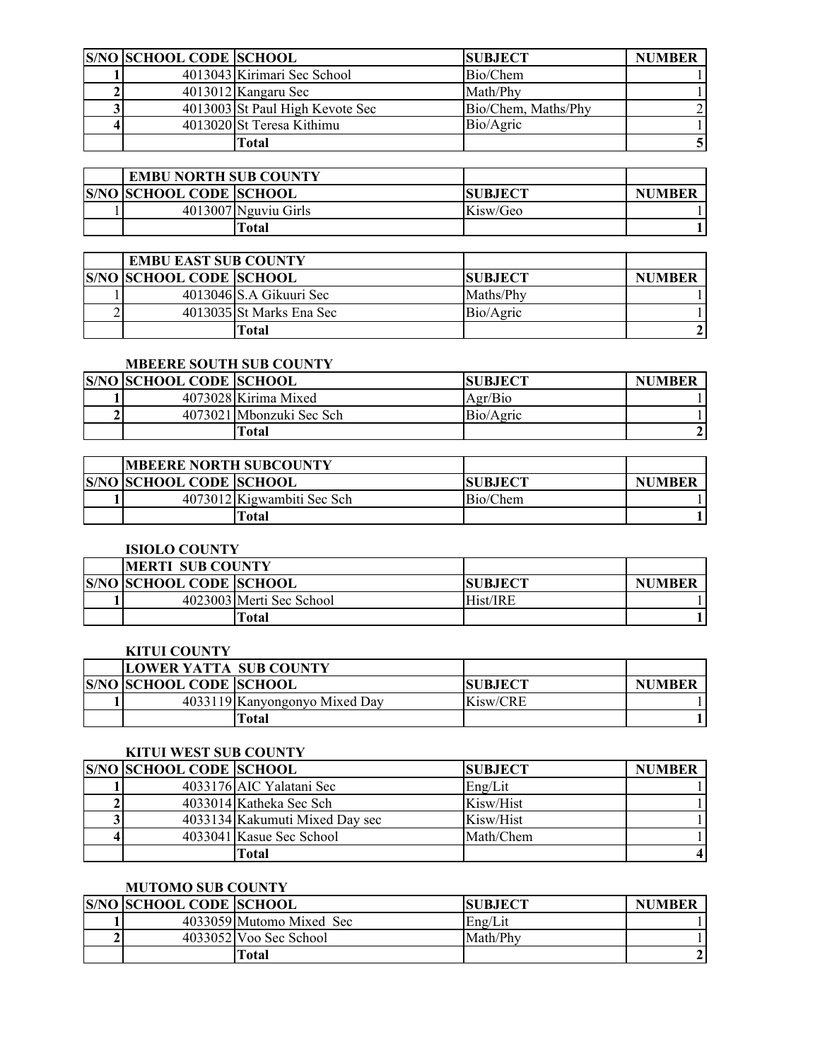| S/NO | SCHOOL CODE | SCHOOL | SUBJECT | NUMBER |
|---|---|---|---|---|
| 1 | 4013043 | Kirimari Sec School | Bio/Chem | 1 |
| 2 | 4013012 | Kangaru Sec | Math/Phy | 1 |
| 3 | 4013003 | St Paul High Kevote Sec | Bio/Chem, Maths/Phy | 2 |
| 4 | 4013020 | St Teresa Kithimu | Bio/Agric | 1 |
| | | **Total** | | **5** |

| | EMBU NORTH SUB COUNTY | | | |
|---|---|---|---|---|
| **S/NO** | **SCHOOL CODE** | **SCHOOL** | **SUBJECT** | **NUMBER** |
| 1 | 4013007 | Nguviu Girls | Kisw/Geo | 1 |
| | | **Total** | | **1** |

| | EMBU EAST SUB COUNTY | | | |
|---|---|---|---|---|
| **S/NO** | **SCHOOL CODE** | **SCHOOL** | **SUBJECT** | **NUMBER** |
| 1 | 4013046 | S.A Gikuuri Sec | Maths/Phy | 1 |
| 2 | 4013035 | St Marks Ena Sec | Bio/Agric | 1 |
| | | **Total** | | **2** |

**MBEERE SOUTH SUB COUNTY**

| S/NO | SCHOOL CODE | SCHOOL | SUBJECT | NUMBER |
|---|---|---|---|---|
| 1 | 4073028 | Kirima Mixed | Agr/Bio | 1 |
| 2 | 4073021 | Mbonzuki Sec Sch | Bio/Agric | 1 |
| | | **Total** | | **2** |

| | MBEERE NORTH SUBCOUNTY | | | |
|---|---|---|---|---|
| **S/NO** | **SCHOOL CODE** | **SCHOOL** | **SUBJECT** | **NUMBER** |
| 1 | 4073012 | Kigwambiti Sec Sch | Bio/Chem | 1 |
| | | **Total** | | **1** |

**ISIOLO COUNTY**

| | MERTI SUB COUNTY | | | |
|---|---|---|---|---|
| **S/NO** | **SCHOOL CODE** | **SCHOOL** | **SUBJECT** | **NUMBER** |
| 1 | 4023003 | Merti Sec School | Hist/IRE | 1 |
| | | **Total** | | **1** |

**KITUI COUNTY**

| | LOWER YATTA SUB COUNTY | | | |
|---|---|---|---|---|
| **S/NO** | **SCHOOL CODE** | **SCHOOL** | **SUBJECT** | **NUMBER** |
| 1 | 4033119 | Kanyongonyo Mixed Day | Kisw/CRE | 1 |
| | | **Total** | | **1** |

**KITUI WEST SUB COUNTY**

| S/NO | SCHOOL CODE | SCHOOL | SUBJECT | NUMBER |
|---|---|---|---|---|
| 1 | 4033176 | AIC Yalatani Sec | Eng/Lit | 1 |
| 2 | 4033014 | Katheka Sec Sch | Kisw/Hist | 1 |
| 3 | 4033134 | Kakumuti Mixed Day sec | Kisw/Hist | 1 |
| 4 | 4033041 | Kasue Sec School | Math/Chem | 1 |
| | | **Total** | | **4** |

**MUTOMO SUB COUNTY**

| S/NO | SCHOOL CODE | SCHOOL | SUBJECT | NUMBER |
|---|---|---|---|---|
| 1 | 4033059 | Mutomo Mixed Sec | Eng/Lit | 1 |
| 2 | 4033052 | Voo Sec School | Math/Phy | 1 |
| | | **Total** | | **2** |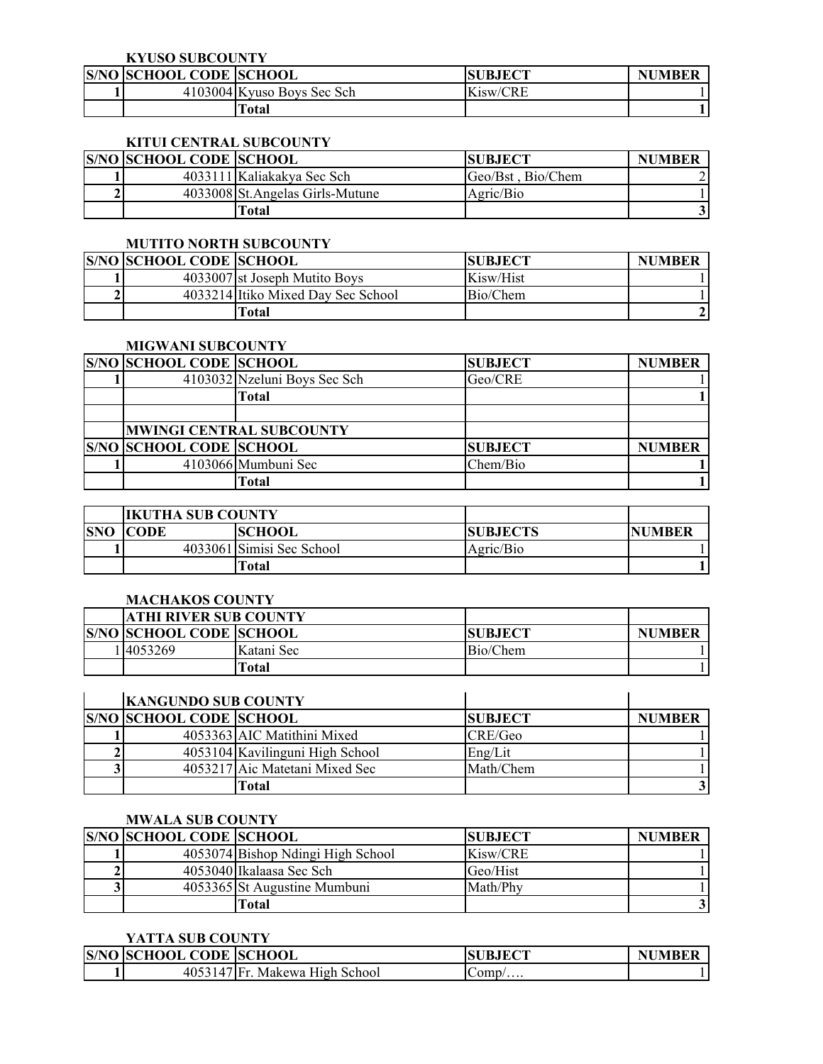### KYUSO SUBCOUNTY

| S/NO | SCHOOL CODE | SCHOOL | SUBJECT | NUMBER |
|---|---|---|---|---|
| 1 | 4103004 | Kyuso Boys Sec Sch | Kisw/CRE | 1 |
| | | **Total** | | **1** |

### KITUI CENTRAL SUBCOUNTY

| S/NO | SCHOOL CODE | SCHOOL | SUBJECT | NUMBER |
|---|---|---|---|---|
| 1 | 4033111 | Kaliakakya Sec Sch | Geo/Bst , Bio/Chem | 2 |
| 2 | 4033008 | St.Angelas Girls-Mutune | Agric/Bio | 1 |
| | | **Total** | | **3** |

### MUTITO NORTH SUBCOUNTY

| S/NO | SCHOOL CODE | SCHOOL | SUBJECT | NUMBER |
|---|---|---|---|---|
| 1 | 4033007 | st Joseph Mutito Boys | Kisw/Hist | 1 |
| 2 | 4033214 | Itiko Mixed Day Sec School | Bio/Chem | 1 |
| | | **Total** | | **2** |

### MIGWANI SUBCOUNTY

| S/NO | SCHOOL CODE | SCHOOL | SUBJECT | NUMBER |
|---|---|---|---|---|
| 1 | 4103032 | Nzeluni Boys Sec Sch | Geo/CRE | 1 |
| | | **Total** | | **1** |
| | | | | |
| | **MWINGI CENTRAL SUBCOUNTY** | | | |
| **S/NO** | **SCHOOL CODE** | **SCHOOL** | **SUBJECT** | **NUMBER** |
| 1 | 4103066 | Mumbuni Sec | Chem/Bio | **1** |
| | | **Total** | | **1** |

| | IKUTHA SUB COUNTY | | | |
|---|---|---|---|---|
| **SNO** | **CODE** | **SCHOOL** | **SUBJECTS** | **NUMBER** |
| 1 | 4033061 | Simisi Sec School | Agric/Bio | 1 |
| | | **Total** | | **1** |

### MACHAKOS COUNTY

| | ATHI RIVER SUB COUNTY | | | |
|---|---|---|---|---|
| **S/NO** | **SCHOOL CODE** | **SCHOOL** | **SUBJECT** | **NUMBER** |
| 1 | 4053269 | Katani Sec | Bio/Chem | 1 |
| | | **Total** | | 1 |

| | KANGUNDO SUB COUNTY | | | |
|---|---|---|---|---|
| **S/NO** | **SCHOOL CODE** | **SCHOOL** | **SUBJECT** | **NUMBER** |
| 1 | 4053363 | AIC Matithini Mixed | CRE/Geo | 1 |
| 2 | 4053104 | Kavilinguni High School | Eng/Lit | 1 |
| 3 | 4053217 | Aic Matetani Mixed Sec | Math/Chem | 1 |
| | | **Total** | | **3** |

### MWALA SUB COUNTY

| S/NO | SCHOOL CODE | SCHOOL | SUBJECT | NUMBER |
|---|---|---|---|---|
| 1 | 4053074 | Bishop Ndingi High School | Kisw/CRE | 1 |
| 2 | 4053040 | Ikalaasa Sec Sch | Geo/Hist | 1 |
| 3 | 4053365 | St Augustine Mumbuni | Math/Phy | 1 |
| | | **Total** | | **3** |

### YATTA SUB COUNTY

| S/NO | SCHOOL CODE | SCHOOL | SUBJECT | NUMBER |
|---|---|---|---|---|
| 1 | 4053147 | Fr. Makewa High School | Comp/…. | 1 |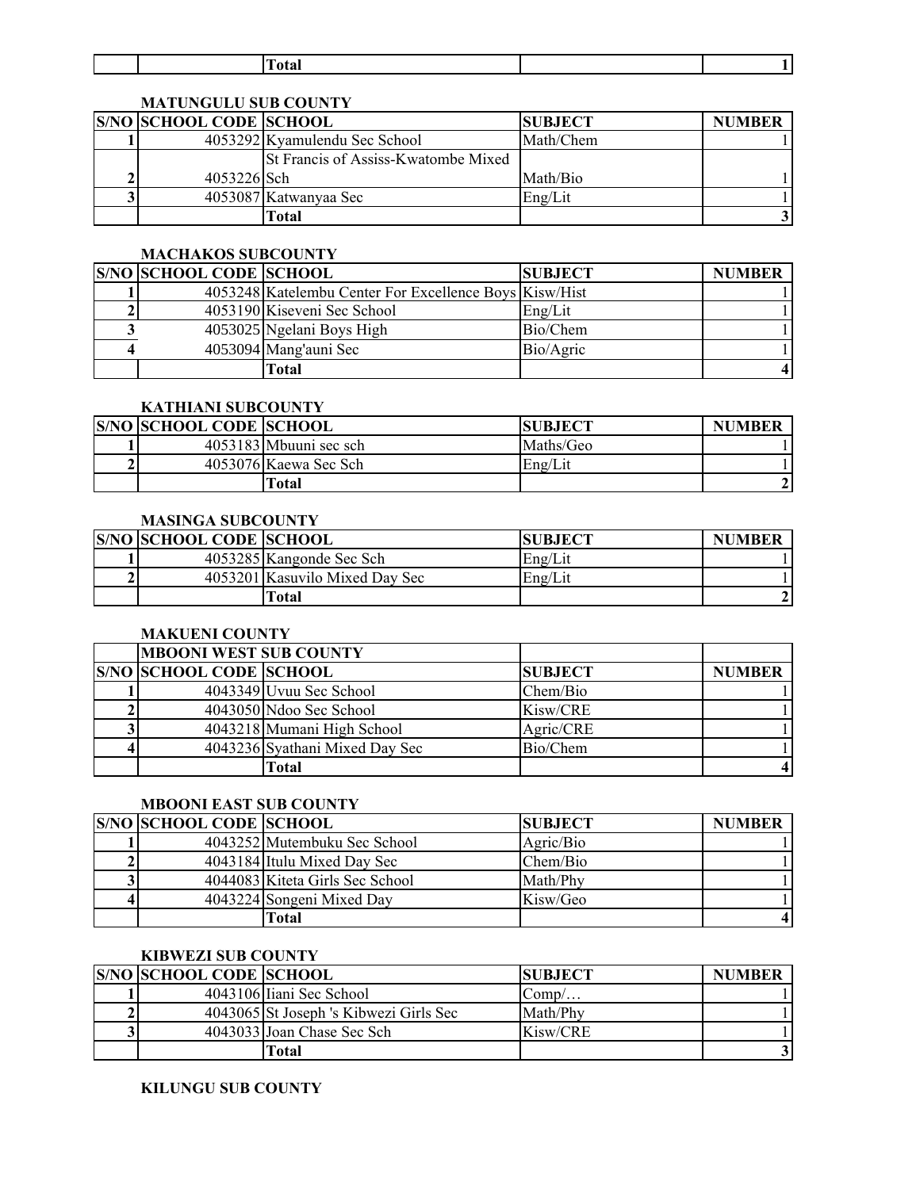| | | Total | | 1 |
|---|---|---|---|---|

**MATUNGULU SUB COUNTY**

| S/NO | SCHOOL CODE | SCHOOL | SUBJECT | NUMBER |
|---|---|---|---|---|
| 1 | 4053292 | Kyamulendu Sec School | Math/Chem | 1 |
| 2 | 4053226 | St Francis of Assiss-Kwatombe Mixed Sch | Math/Bio | 1 |
| 3 | 4053087 | Katwanyaa Sec | Eng/Lit | 1 |
| | | **Total** | | **3** |

**MACHAKOS SUBCOUNTY**

| S/NO | SCHOOL CODE | SCHOOL | SUBJECT | NUMBER |
|---|---|---|---|---|
| 1 | 4053248 | Katelembu Center For Excellence Boys | Kisw/Hist | 1 |
| 2 | 4053190 | Kiseveni Sec School | Eng/Lit | 1 |
| 3 | 4053025 | Ngelani Boys High | Bio/Chem | 1 |
| 4 | 4053094 | Mang'auni Sec | Bio/Agric | 1 |
| | | **Total** | | **4** |

**KATHIANI SUBCOUNTY**

| S/NO | SCHOOL CODE | SCHOOL | SUBJECT | NUMBER |
|---|---|---|---|---|
| 1 | 4053183 | Mbuuni sec sch | Maths/Geo | 1 |
| 2 | 4053076 | Kaewa Sec Sch | Eng/Lit | 1 |
| | | **Total** | | **2** |

**MASINGA SUBCOUNTY**

| S/NO | SCHOOL CODE | SCHOOL | SUBJECT | NUMBER |
|---|---|---|---|---|
| 1 | 4053285 | Kangonde Sec Sch | Eng/Lit | 1 |
| 2 | 4053201 | Kasuvilo Mixed Day Sec | Eng/Lit | 1 |
| | | **Total** | | **2** |

**MAKUENI COUNTY**

| | **MBOONI WEST SUB COUNTY** | | | |
|---|---|---|---|---|
| **S/NO** | **SCHOOL CODE** | **SCHOOL** | **SUBJECT** | **NUMBER** |
| 1 | 4043349 | Uvuu Sec School | Chem/Bio | 1 |
| 2 | 4043050 | Ndoo Sec School | Kisw/CRE | 1 |
| 3 | 4043218 | Mumani High School | Agric/CRE | 1 |
| 4 | 4043236 | Syathani Mixed Day Sec | Bio/Chem | 1 |
| | | **Total** | | **4** |

**MBOONI EAST SUB COUNTY**

| S/NO | SCHOOL CODE | SCHOOL | SUBJECT | NUMBER |
|---|---|---|---|---|
| 1 | 4043252 | Mutembuku Sec School | Agric/Bio | 1 |
| 2 | 4043184 | Itulu Mixed Day Sec | Chem/Bio | 1 |
| 3 | 4044083 | Kiteta Girls Sec School | Math/Phy | 1 |
| 4 | 4043224 | Songeni Mixed Day | Kisw/Geo | 1 |
| | | **Total** | | **4** |

**KIBWEZI SUB COUNTY**

| S/NO | SCHOOL CODE | SCHOOL | SUBJECT | NUMBER |
|---|---|---|---|---|
| 1 | 4043106 | Iiani Sec School | Comp/… | 1 |
| 2 | 4043065 | St Joseph 's Kibwezi Girls Sec | Math/Phy | 1 |
| 3 | 4043033 | Joan Chase Sec Sch | Kisw/CRE | 1 |
| | | **Total** | | **3** |

**KILUNGU SUB COUNTY**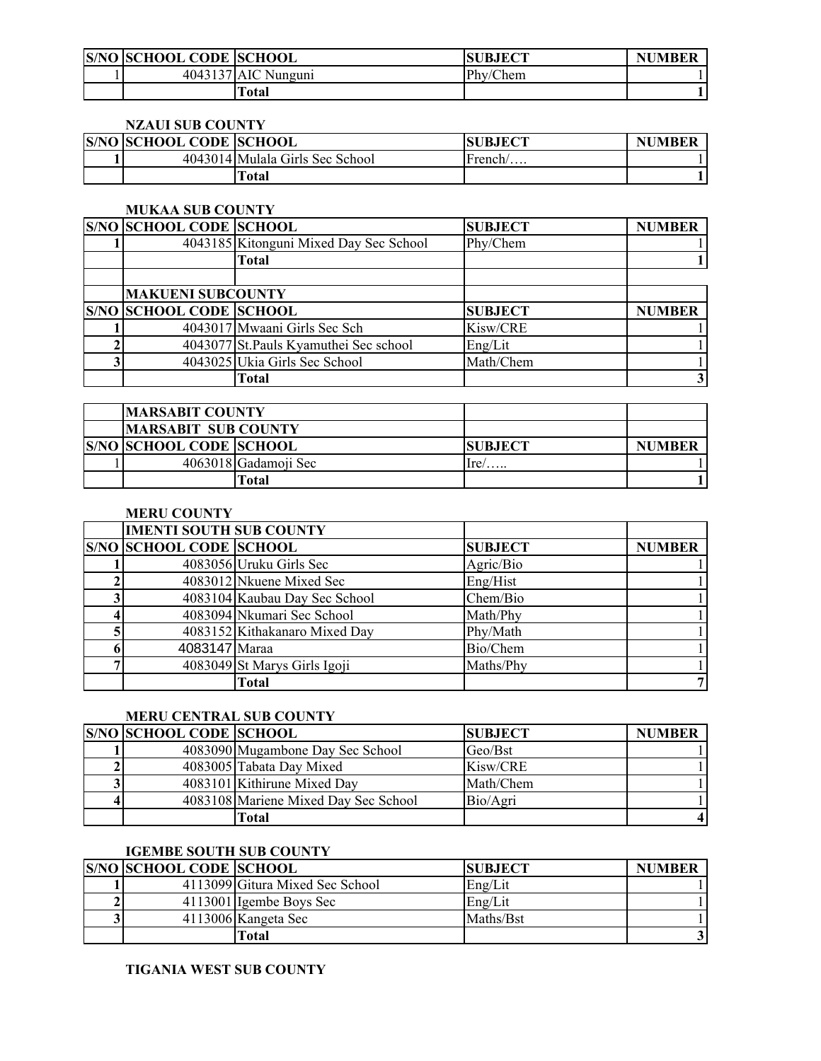| S/NO | SCHOOL CODE | SCHOOL | SUBJECT | NUMBER |
|---|---|---|---|---|
| 1 | 4043137 | AIC Nunguni | Phy/Chem | 1 |
| | | **Total** | | **1** |

**NZAUI SUB COUNTY**

| S/NO | SCHOOL CODE | SCHOOL | SUBJECT | NUMBER |
|---|---|---|---|---|
| 1 | 4043014 | Mulala Girls Sec School | French/…. | 1 |
| | | **Total** | | **1** |

**MUKAA SUB COUNTY**

| S/NO | SCHOOL CODE | SCHOOL | SUBJECT | NUMBER |
|---|---|---|---|---|
| 1 | 4043185 | Kitonguni Mixed Day Sec School | Phy/Chem | 1 |
| | | **Total** | | **1** |

**MAKUENI SUBCOUNTY**

| S/NO | SCHOOL CODE | SCHOOL | SUBJECT | NUMBER |
|---|---|---|---|---|
| 1 | 4043017 | Mwaani Girls Sec Sch | Kisw/CRE | 1 |
| 2 | 4043077 | St.Pauls Kyamuthei Sec school | Eng/Lit | 1 |
| 3 | 4043025 | Ukia Girls Sec School | Math/Chem | 1 |
| | | **Total** | | **3** |

**MARSABIT COUNTY**

**MARSABIT SUB COUNTY**

| S/NO | SCHOOL CODE | SCHOOL | SUBJECT | NUMBER |
|---|---|---|---|---|
| 1 | 4063018 | Gadamoji Sec | Ire/….. | 1 |
| | | **Total** | | **1** |

**MERU COUNTY**

**IMENTI SOUTH SUB COUNTY**

| S/NO | SCHOOL CODE | SCHOOL | SUBJECT | NUMBER |
|---|---|---|---|---|
| 1 | 4083056 | Uruku Girls Sec | Agric/Bio | 1 |
| 2 | 4083012 | Nkuene Mixed Sec | Eng/Hist | 1 |
| 3 | 4083104 | Kaubau Day Sec School | Chem/Bio | 1 |
| 4 | 4083094 | Nkumari Sec School | Math/Phy | 1 |
| 5 | 4083152 | Kithakanaro Mixed Day | Phy/Math | 1 |
| 6 | 4083147 | Maraa | Bio/Chem | 1 |
| 7 | 4083049 | St Marys Girls Igoji | Maths/Phy | 1 |
| | | **Total** | | **7** |

**MERU CENTRAL SUB COUNTY**

| S/NO | SCHOOL CODE | SCHOOL | SUBJECT | NUMBER |
|---|---|---|---|---|
| 1 | 4083090 | Mugambone Day Sec School | Geo/Bst | 1 |
| 2 | 4083005 | Tabata Day Mixed | Kisw/CRE | 1 |
| 3 | 4083101 | Kithirune Mixed Day | Math/Chem | 1 |
| 4 | 4083108 | Mariene Mixed Day Sec School | Bio/Agri | 1 |
| | | **Total** | | **4** |

**IGEMBE SOUTH SUB COUNTY**

| S/NO | SCHOOL CODE | SCHOOL | SUBJECT | NUMBER |
|---|---|---|---|---|
| 1 | 4113099 | Gitura Mixed Sec School | Eng/Lit | 1 |
| 2 | 4113001 | Igembe Boys Sec | Eng/Lit | 1 |
| 3 | 4113006 | Kangeta Sec | Maths/Bst | 1 |
| | | **Total** | | **3** |

**TIGANIA WEST SUB COUNTY**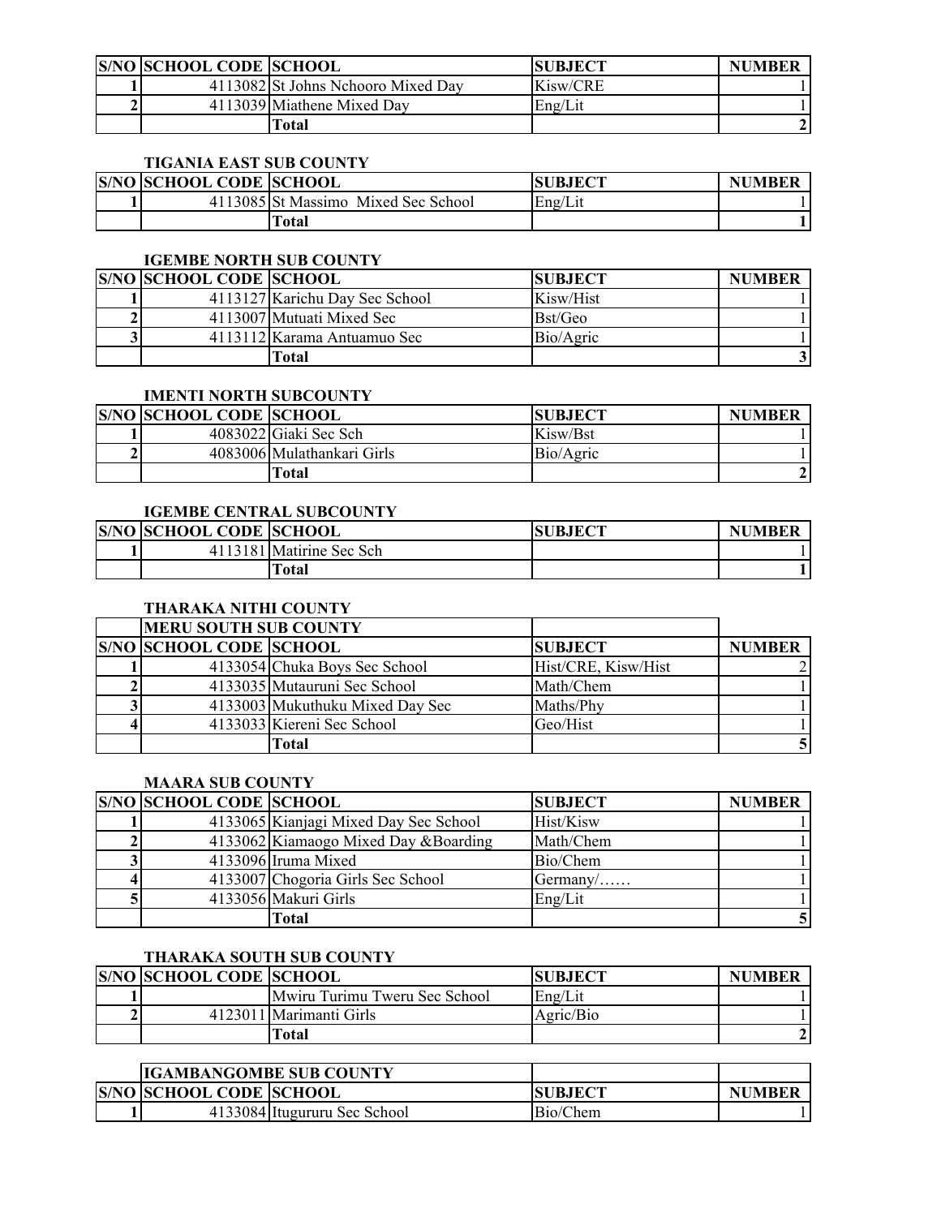| S/NO | SCHOOL CODE | SCHOOL | SUBJECT | NUMBER |
|---|---|---|---|---|
| 1 | 4113082 | St Johns Nchooro Mixed Day | Kisw/CRE | 1 |
| 2 | 4113039 | Miathene Mixed Day | Eng/Lit | 1 |
| | | **Total** | | **2** |

### TIGANIA EAST SUB COUNTY

| S/NO | SCHOOL CODE | SCHOOL | SUBJECT | NUMBER |
|---|---|---|---|---|
| 1 | 4113085 | St Massimo Mixed Sec School | Eng/Lit | 1 |
| | | **Total** | | **1** |

### IGEMBE NORTH SUB COUNTY

| S/NO | SCHOOL CODE | SCHOOL | SUBJECT | NUMBER |
|---|---|---|---|---|
| 1 | 4113127 | Karichu Day Sec School | Kisw/Hist | 1 |
| 2 | 4113007 | Mutuati Mixed Sec | Bst/Geo | 1 |
| 3 | 4113112 | Karama Antuamuo Sec | Bio/Agric | 1 |
| | | **Total** | | **3** |

### IMENTI NORTH SUBCOUNTY

| S/NO | SCHOOL CODE | SCHOOL | SUBJECT | NUMBER |
|---|---|---|---|---|
| 1 | 4083022 | Giaki Sec Sch | Kisw/Bst | 1 |
| 2 | 4083006 | Mulathankari Girls | Bio/Agric | 1 |
| | | **Total** | | **2** |

### IGEMBE CENTRAL SUBCOUNTY

| S/NO | SCHOOL CODE | SCHOOL | SUBJECT | NUMBER |
|---|---|---|---|---|
| 1 | 4113181 | Matirine Sec Sch | | 1 |
| | | **Total** | | **1** |

### THARAKA NITHI COUNTY

| | **MERU SOUTH SUB COUNTY** | | | |
|---|---|---|---|---|
| **S/NO** | **SCHOOL CODE** | **SCHOOL** | **SUBJECT** | **NUMBER** |
| 1 | 4133054 | Chuka Boys Sec School | Hist/CRE, Kisw/Hist | 2 |
| 2 | 4133035 | Mutauruni Sec School | Math/Chem | 1 |
| 3 | 4133003 | Mukuthuku Mixed Day Sec | Maths/Phy | 1 |
| 4 | 4133033 | Kiereni Sec School | Geo/Hist | 1 |
| | | **Total** | | **5** |

### MAARA SUB COUNTY

| S/NO | SCHOOL CODE | SCHOOL | SUBJECT | NUMBER |
|---|---|---|---|---|
| 1 | 4133065 | Kianjagi Mixed Day Sec School | Hist/Kisw | 1 |
| 2 | 4133062 | Kiamaogo Mixed Day &Boarding | Math/Chem | 1 |
| 3 | 4133096 | Iruma Mixed | Bio/Chem | 1 |
| 4 | 4133007 | Chogoria Girls Sec School | Germany/…… | 1 |
| 5 | 4133056 | Makuri Girls | Eng/Lit | 1 |
| | | **Total** | | **5** |

### THARAKA SOUTH SUB COUNTY

| S/NO | SCHOOL CODE | SCHOOL | SUBJECT | NUMBER |
|---|---|---|---|---|
| 1 | | Mwiru Turimu Tweru Sec School | Eng/Lit | 1 |
| 2 | 4123011 | Marimanti Girls | Agric/Bio | 1 |
| | | **Total** | | **2** |

| | **IGAMBANGOMBE SUB COUNTY** | | | |
|---|---|---|---|---|
| **S/NO** | **SCHOOL CODE** | **SCHOOL** | **SUBJECT** | **NUMBER** |
| 1 | 4133084 | Itugururu Sec School | Bio/Chem | 1 |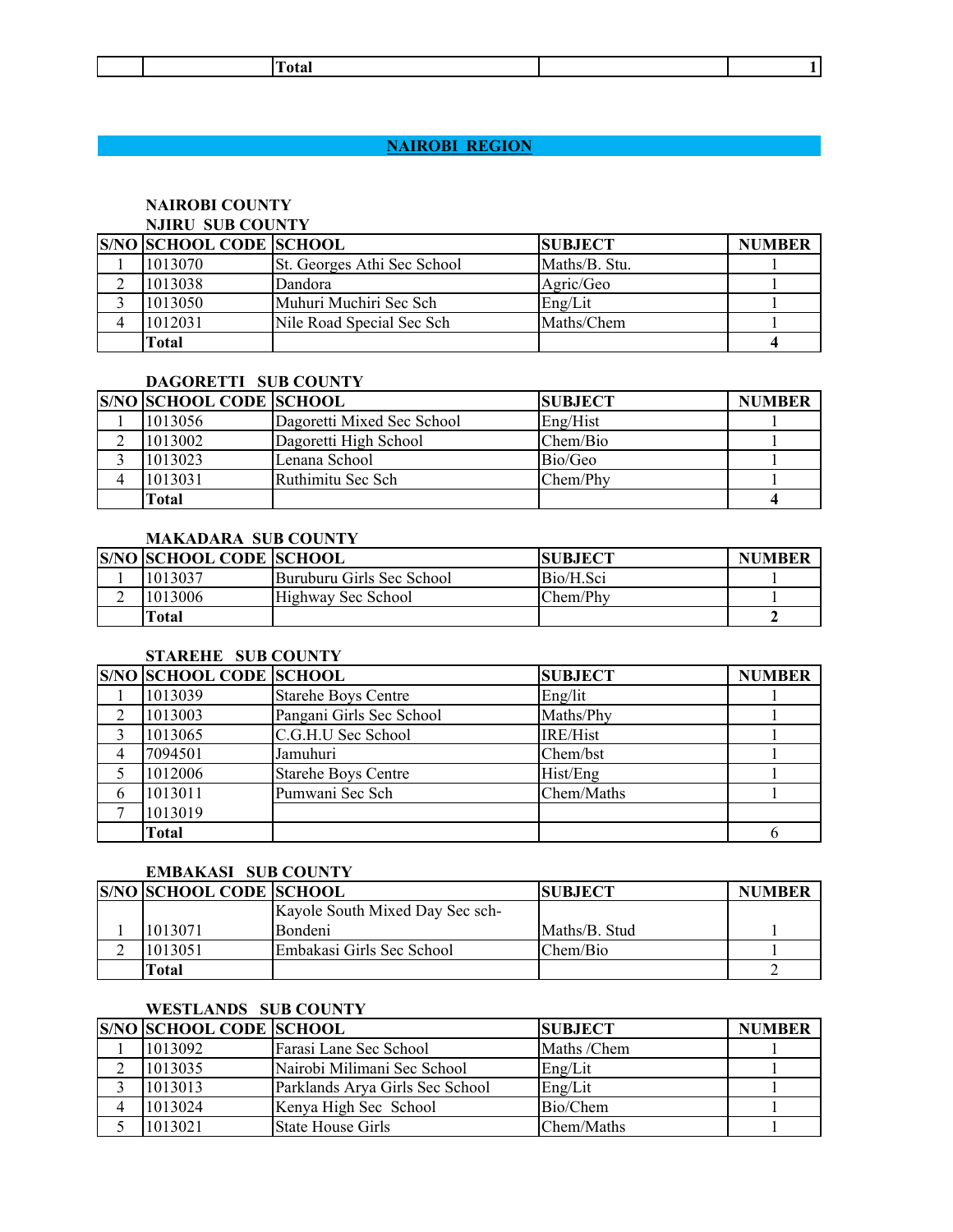| | | Total | | 1 |
|---|---|---|---|---|

## NAIROBI REGION

### NAIROBI COUNTY

### NJIRU SUB COUNTY

| S/NO | SCHOOL CODE | SCHOOL | SUBJECT | NUMBER |
|---|---|---|---|---|
| 1 | 1013070 | St. Georges Athi Sec School | Maths/B. Stu. | 1 |
| 2 | 1013038 | Dandora | Agric/Geo | 1 |
| 3 | 1013050 | Muhuri Muchiri Sec Sch | Eng/Lit | 1 |
| 4 | 1012031 | Nile Road Special Sec Sch | Maths/Chem | 1 |
| | **Total** | | | **4** |

### DAGORETTI SUB COUNTY

| S/NO | SCHOOL CODE | SCHOOL | SUBJECT | NUMBER |
|---|---|---|---|---|
| 1 | 1013056 | Dagoretti Mixed Sec School | Eng/Hist | 1 |
| 2 | 1013002 | Dagoretti High School | Chem/Bio | 1 |
| 3 | 1013023 | Lenana School | Bio/Geo | 1 |
| 4 | 1013031 | Ruthimitu Sec Sch | Chem/Phy | 1 |
| | **Total** | | | **4** |

### MAKADARA SUB COUNTY

| S/NO | SCHOOL CODE | SCHOOL | SUBJECT | NUMBER |
|---|---|---|---|---|
| 1 | 1013037 | Buruburu Girls Sec School | Bio/H.Sci | 1 |
| 2 | 1013006 | Highway Sec School | Chem/Phy | 1 |
| | **Total** | | | **2** |

### STAREHE SUB COUNTY

| S/NO | SCHOOL CODE | SCHOOL | SUBJECT | NUMBER |
|---|---|---|---|---|
| 1 | 1013039 | Starehe Boys Centre | Eng/lit | 1 |
| 2 | 1013003 | Pangani Girls Sec School | Maths/Phy | 1 |
| 3 | 1013065 | C.G.H.U Sec School | IRE/Hist | 1 |
| 4 | 7094501 | Jamuhuri | Chem/bst | 1 |
| 5 | 1012006 | Starehe Boys Centre | Hist/Eng | 1 |
| 6 | 1013011 | Pumwani Sec Sch | Chem/Maths | 1 |
| 7 | 1013019 | | | |
| | **Total** | | | 6 |

### EMBAKASI SUB COUNTY

| S/NO | SCHOOL CODE | SCHOOL | SUBJECT | NUMBER |
|---|---|---|---|---|
| 1 | 1013071 | Kayole South Mixed Day Sec sch-Bondeni | Maths/B. Stud | 1 |
| 2 | 1013051 | Embakasi Girls Sec School | Chem/Bio | 1 |
| | **Total** | | | 2 |

### WESTLANDS SUB COUNTY

| S/NO | SCHOOL CODE | SCHOOL | SUBJECT | NUMBER |
|---|---|---|---|---|
| 1 | 1013092 | Farasi Lane Sec School | Maths /Chem | 1 |
| 2 | 1013035 | Nairobi Milimani Sec School | Eng/Lit | 1 |
| 3 | 1013013 | Parklands Arya Girls Sec School | Eng/Lit | 1 |
| 4 | 1013024 | Kenya High Sec School | Bio/Chem | 1 |
| 5 | 1013021 | State House Girls | Chem/Maths | 1 |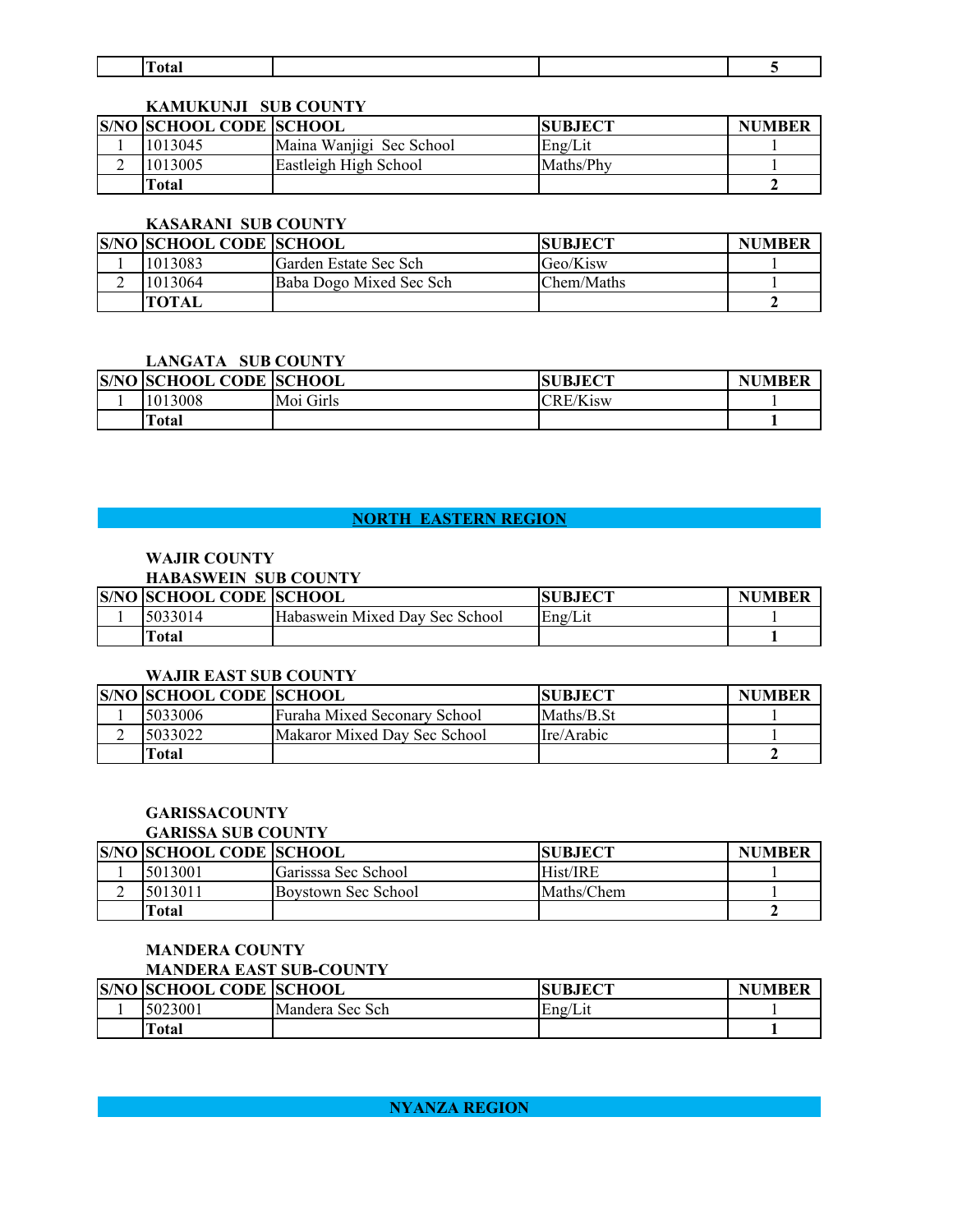| | Total | | | 5 |
|---|---|---|---|---|

**KAMUKUNJI SUB COUNTY**

| S/NO | SCHOOL CODE | SCHOOL | SUBJECT | NUMBER |
|---|---|---|---|---|
| 1 | 1013045 | Maina Wanjigi Sec School | Eng/Lit | 1 |
| 2 | 1013005 | Eastleigh High School | Maths/Phy | 1 |
| | **Total** | | | **2** |

**KASARANI SUB COUNTY**

| S/NO | SCHOOL CODE | SCHOOL | SUBJECT | NUMBER |
|---|---|---|---|---|
| 1 | 1013083 | Garden Estate Sec Sch | Geo/Kisw | 1 |
| 2 | 1013064 | Baba Dogo Mixed Sec Sch | Chem/Maths | 1 |
| | **TOTAL** | | | **2** |

**LANGATA SUB COUNTY**

| S/NO | SCHOOL CODE | SCHOOL | SUBJECT | NUMBER |
|---|---|---|---|---|
| 1 | 1013008 | Moi Girls | CRE/Kisw | 1 |
| | **Total** | | | **1** |

## NORTH EASTERN REGION

**WAJIR COUNTY**

**HABASWEIN SUB COUNTY**

| S/NO | SCHOOL CODE | SCHOOL | SUBJECT | NUMBER |
|---|---|---|---|---|
| 1 | 5033014 | Habaswein Mixed Day Sec School | Eng/Lit | 1 |
| | **Total** | | | **1** |

**WAJIR EAST SUB COUNTY**

| S/NO | SCHOOL CODE | SCHOOL | SUBJECT | NUMBER |
|---|---|---|---|---|
| 1 | 5033006 | Furaha Mixed Seconary School | Maths/B.St | 1 |
| 2 | 5033022 | Makaror Mixed Day Sec School | Ire/Arabic | 1 |
| | **Total** | | | **2** |

**GARISSACOUNTY**

**GARISSA SUB COUNTY**

| S/NO | SCHOOL CODE | SCHOOL | SUBJECT | NUMBER |
|---|---|---|---|---|
| 1 | 5013001 | Garisssa Sec School | Hist/IRE | 1 |
| 2 | 5013011 | Boystown Sec School | Maths/Chem | 1 |
| | **Total** | | | **2** |

**MANDERA COUNTY**

**MANDERA EAST SUB-COUNTY**

| S/NO | SCHOOL CODE | SCHOOL | SUBJECT | NUMBER |
|---|---|---|---|---|
| 1 | 5023001 | Mandera Sec Sch | Eng/Lit | 1 |
| | **Total** | | | **1** |

## NYANZA REGION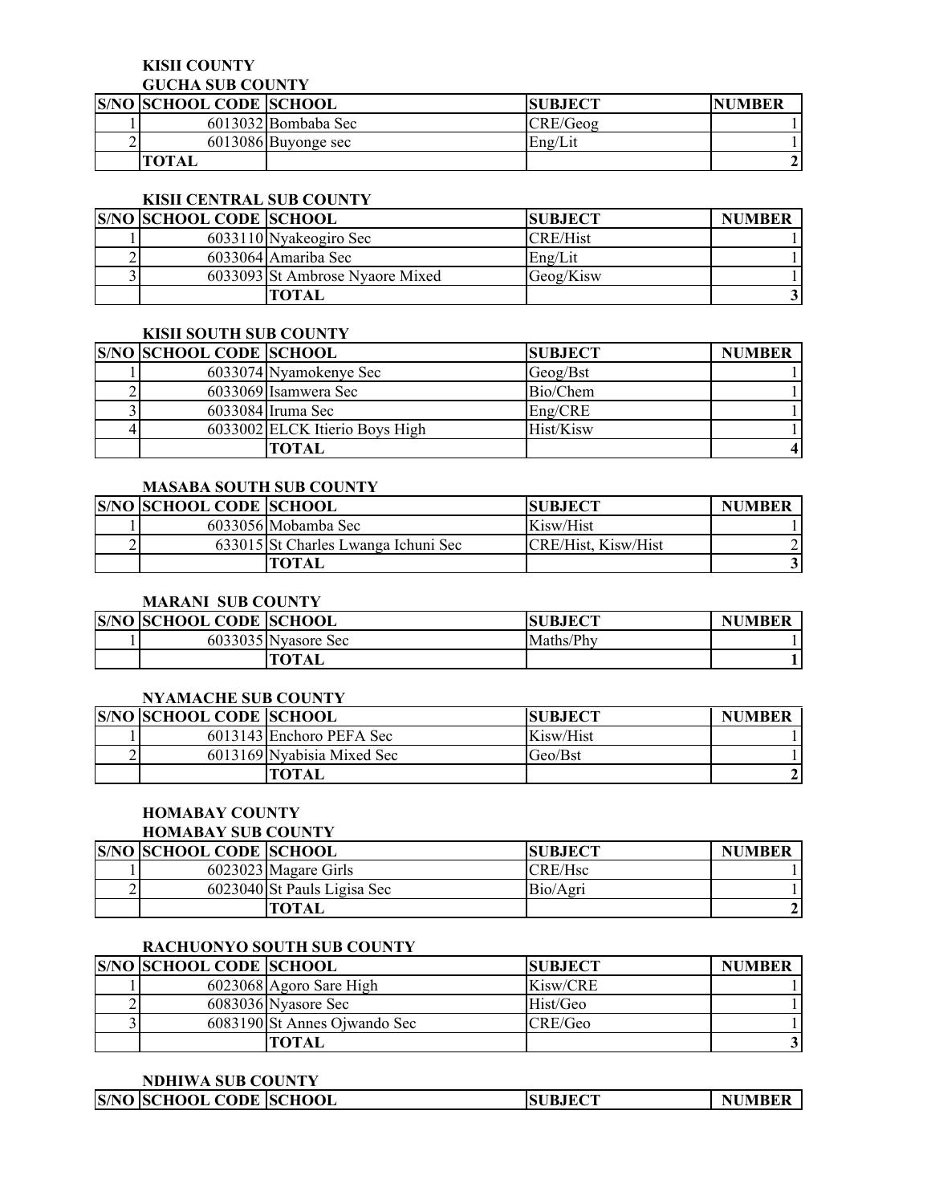**KISII COUNTY**

**GUCHA SUB COUNTY**

| S/NO | SCHOOL CODE | SCHOOL | SUBJECT | NUMBER |
|---|---|---|---|---|
| 1 | 6013032 | Bombaba Sec | CRE/Geog | 1 |
| 2 | 6013086 | Buyonge sec | Eng/Lit | 1 |
| | TOTAL | | | 2 |

**KISII CENTRAL SUB COUNTY**

| S/NO | SCHOOL CODE | SCHOOL | SUBJECT | NUMBER |
|---|---|---|---|---|
| 1 | 6033110 | Nyakeogiro Sec | CRE/Hist | 1 |
| 2 | 6033064 | Amariba Sec | Eng/Lit | 1 |
| 3 | 6033093 | St Ambrose Nyaore Mixed | Geog/Kisw | 1 |
| | | TOTAL | | 3 |

**KISII SOUTH SUB COUNTY**

| S/NO | SCHOOL CODE | SCHOOL | SUBJECT | NUMBER |
|---|---|---|---|---|
| 1 | 6033074 | Nyamokenye Sec | Geog/Bst | 1 |
| 2 | 6033069 | Isamwera Sec | Bio/Chem | 1 |
| 3 | 6033084 | Iruma Sec | Eng/CRE | 1 |
| 4 | 6033002 | ELCK Itierio Boys High | Hist/Kisw | 1 |
| | | TOTAL | | 4 |

**MASABA SOUTH SUB COUNTY**

| S/NO | SCHOOL CODE | SCHOOL | SUBJECT | NUMBER |
|---|---|---|---|---|
| 1 | 6033056 | Mobamba Sec | Kisw/Hist | 1 |
| 2 | 633015 | St Charles Lwanga Ichuni Sec | CRE/Hist, Kisw/Hist | 2 |
| | | TOTAL | | 3 |

**MARANI SUB COUNTY**

| S/NO | SCHOOL CODE | SCHOOL | SUBJECT | NUMBER |
|---|---|---|---|---|
| 1 | 6033035 | Nyasore Sec | Maths/Phy | 1 |
| | | TOTAL | | 1 |

**NYAMACHE SUB COUNTY**

| S/NO | SCHOOL CODE | SCHOOL | SUBJECT | NUMBER |
|---|---|---|---|---|
| 1 | 6013143 | Enchoro PEFA Sec | Kisw/Hist | 1 |
| 2 | 6013169 | Nyabisia Mixed Sec | Geo/Bst | 1 |
| | | TOTAL | | 2 |

**HOMABAY COUNTY**

**HOMABAY SUB COUNTY**

| S/NO | SCHOOL CODE | SCHOOL | SUBJECT | NUMBER |
|---|---|---|---|---|
| 1 | 6023023 | Magare Girls | CRE/Hsc | 1 |
| 2 | 6023040 | St Pauls Ligisa Sec | Bio/Agri | 1 |
| | | TOTAL | | 2 |

**RACHUONYO SOUTH SUB COUNTY**

| S/NO | SCHOOL CODE | SCHOOL | SUBJECT | NUMBER |
|---|---|---|---|---|
| 1 | 6023068 | Agoro Sare High | Kisw/CRE | 1 |
| 2 | 6083036 | Nyasore Sec | Hist/Geo | 1 |
| 3 | 6083190 | St Annes Ojwando Sec | CRE/Geo | 1 |
| | | TOTAL | | 3 |

**NDHIWA SUB COUNTY**

| S/NO | SCHOOL CODE | SCHOOL | SUBJECT | NUMBER |
|---|---|---|---|---|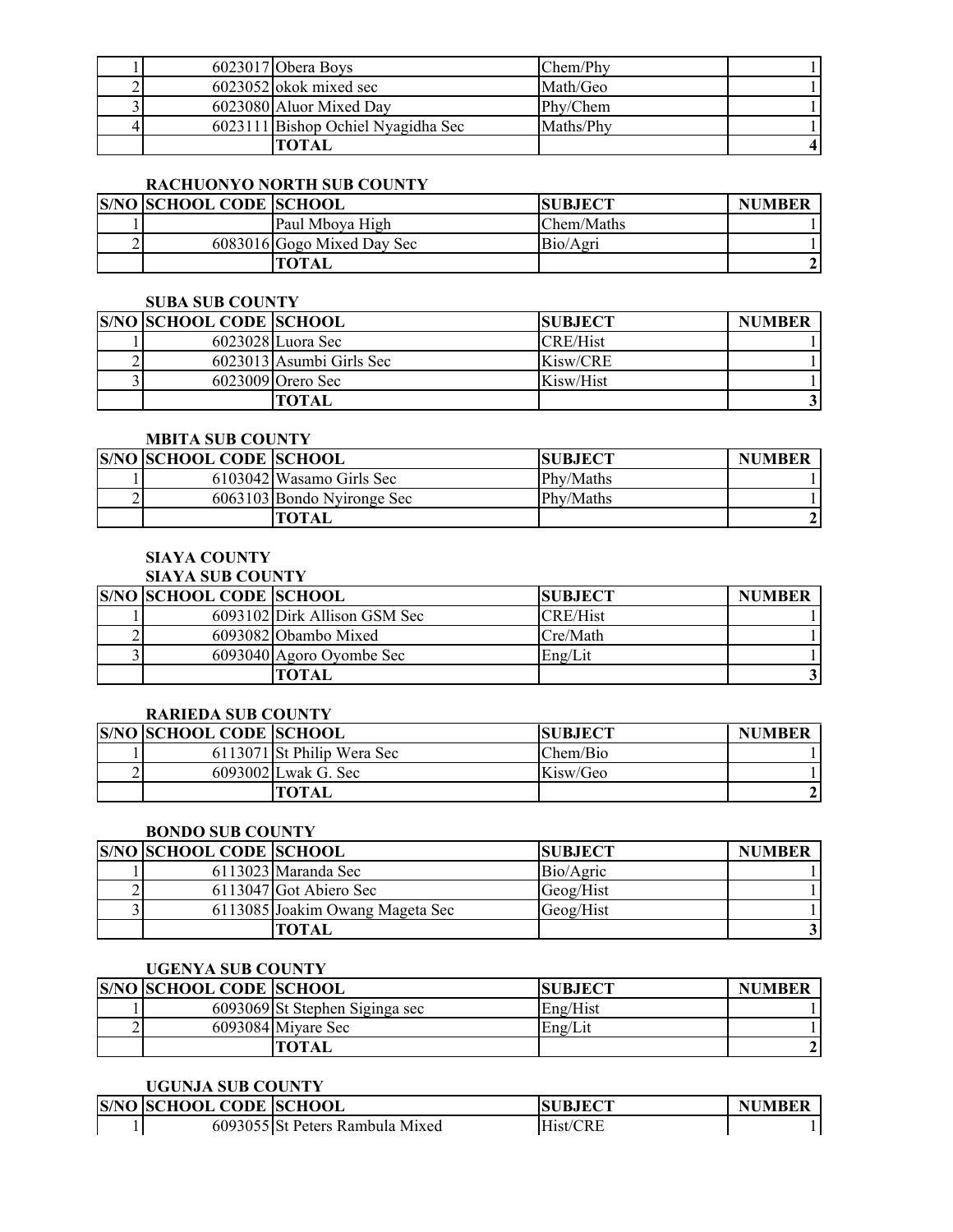| | | | | |
|---|---|---|---|---|
| 1 | 6023017 | Obera Boys | Chem/Phy | 1 |
| 2 | 6023052 | okok mixed sec | Math/Geo | 1 |
| 3 | 6023080 | Aluor Mixed Day | Phy/Chem | 1 |
| 4 | 6023111 | Bishop Ochiel Nyagidha Sec | Maths/Phy | 1 |
| | | **TOTAL** | | **4** |

**RACHUONYO NORTH SUB COUNTY**

| S/NO | SCHOOL CODE | SCHOOL | SUBJECT | NUMBER |
|---|---|---|---|---|
| 1 | | Paul Mboya High | Chem/Maths | 1 |
| 2 | 6083016 | Gogo Mixed Day Sec | Bio/Agri | 1 |
| | | **TOTAL** | | **2** |

**SUBA SUB COUNTY**

| S/NO | SCHOOL CODE | SCHOOL | SUBJECT | NUMBER |
|---|---|---|---|---|
| 1 | 6023028 | Luora Sec | CRE/Hist | 1 |
| 2 | 6023013 | Asumbi Girls Sec | Kisw/CRE | 1 |
| 3 | 6023009 | Orero Sec | Kisw/Hist | 1 |
| | | **TOTAL** | | **3** |

**MBITA SUB COUNTY**

| S/NO | SCHOOL CODE | SCHOOL | SUBJECT | NUMBER |
|---|---|---|---|---|
| 1 | 6103042 | Wasamo Girls Sec | Phy/Maths | 1 |
| 2 | 6063103 | Bondo Nyironge Sec | Phy/Maths | 1 |
| | | **TOTAL** | | **2** |

**SIAYA COUNTY**

**SIAYA SUB COUNTY**

| S/NO | SCHOOL CODE | SCHOOL | SUBJECT | NUMBER |
|---|---|---|---|---|
| 1 | 6093102 | Dirk Allison GSM Sec | CRE/Hist | 1 |
| 2 | 6093082 | Obambo Mixed | Cre/Math | 1 |
| 3 | 6093040 | Agoro Oyombe Sec | Eng/Lit | 1 |
| | | **TOTAL** | | **3** |

**RARIEDA SUB COUNTY**

| S/NO | SCHOOL CODE | SCHOOL | SUBJECT | NUMBER |
|---|---|---|---|---|
| 1 | 6113071 | St Philip Wera Sec | Chem/Bio | 1 |
| 2 | 6093002 | Lwak G. Sec | Kisw/Geo | 1 |
| | | **TOTAL** | | **2** |

**BONDO SUB COUNTY**

| S/NO | SCHOOL CODE | SCHOOL | SUBJECT | NUMBER |
|---|---|---|---|---|
| 1 | 6113023 | Maranda Sec | Bio/Agric | 1 |
| 2 | 6113047 | Got Abiero Sec | Geog/Hist | 1 |
| 3 | 6113085 | Joakim Owang Mageta Sec | Geog/Hist | 1 |
| | | **TOTAL** | | **3** |

**UGENYA SUB COUNTY**

| S/NO | SCHOOL CODE | SCHOOL | SUBJECT | NUMBER |
|---|---|---|---|---|
| 1 | 6093069 | St Stephen Siginga sec | Eng/Hist | 1 |
| 2 | 6093084 | Miyare Sec | Eng/Lit | 1 |
| | | **TOTAL** | | **2** |

**UGUNJA SUB COUNTY**

| S/NO | SCHOOL CODE | SCHOOL | SUBJECT | NUMBER |
|---|---|---|---|---|
| 1 | 6093055 | St Peters Rambula Mixed | Hist/CRE | 1 |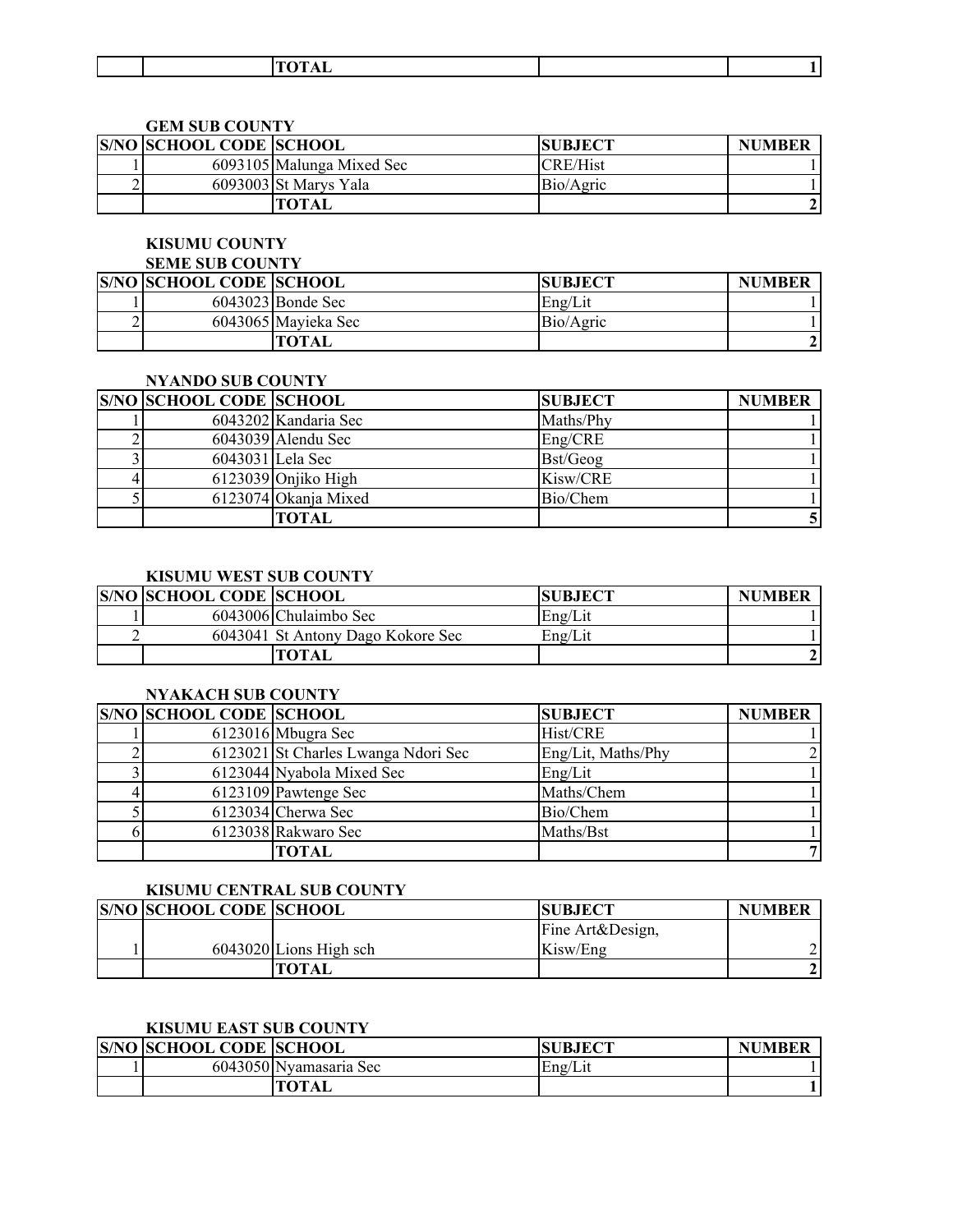| | | TOTAL | | 1 |
|---|---|---|---|---|

**GEM SUB COUNTY**

| S/NO | SCHOOL CODE | SCHOOL | SUBJECT | NUMBER |
|---|---|---|---|---|
| 1 | 6093105 | Malunga Mixed Sec | CRE/Hist | 1 |
| 2 | 6093003 | St Marys Yala | Bio/Agric | 1 |
| | | TOTAL | | 2 |

**KISUMU COUNTY**

**SEME SUB COUNTY**

| S/NO | SCHOOL CODE | SCHOOL | SUBJECT | NUMBER |
|---|---|---|---|---|
| 1 | 6043023 | Bonde Sec | Eng/Lit | 1 |
| 2 | 6043065 | Mayieka Sec | Bio/Agric | 1 |
| | | TOTAL | | 2 |

**NYANDO SUB COUNTY**

| S/NO | SCHOOL CODE | SCHOOL | SUBJECT | NUMBER |
|---|---|---|---|---|
| 1 | 6043202 | Kandaria Sec | Maths/Phy | 1 |
| 2 | 6043039 | Alendu Sec | Eng/CRE | 1 |
| 3 | 6043031 | Lela Sec | Bst/Geog | 1 |
| 4 | 6123039 | Onjiko High | Kisw/CRE | 1 |
| 5 | 6123074 | Okanja Mixed | Bio/Chem | 1 |
| | | TOTAL | | 5 |

**KISUMU WEST SUB COUNTY**

| S/NO | SCHOOL CODE | SCHOOL | SUBJECT | NUMBER |
|---|---|---|---|---|
| 1 | 6043006 | Chulaimbo Sec | Eng/Lit | 1 |
| 2 | 6043041 | St Antony Dago Kokore Sec | Eng/Lit | 1 |
| | | TOTAL | | 2 |

**NYAKACH SUB COUNTY**

| S/NO | SCHOOL CODE | SCHOOL | SUBJECT | NUMBER |
|---|---|---|---|---|
| 1 | 6123016 | Mbugra Sec | Hist/CRE | 1 |
| 2 | 6123021 | St Charles Lwanga Ndori Sec | Eng/Lit, Maths/Phy | 2 |
| 3 | 6123044 | Nyabola Mixed Sec | Eng/Lit | 1 |
| 4 | 6123109 | Pawtenge Sec | Maths/Chem | 1 |
| 5 | 6123034 | Cherwa Sec | Bio/Chem | 1 |
| 6 | 6123038 | Rakwaro Sec | Maths/Bst | 1 |
| | | TOTAL | | 7 |

**KISUMU CENTRAL SUB COUNTY**

| S/NO | SCHOOL CODE | SCHOOL | SUBJECT | NUMBER |
|---|---|---|---|---|
| 1 | 6043020 | Lions High sch | Fine Art&Design, Kisw/Eng | 2 |
| | | TOTAL | | 2 |

**KISUMU EAST SUB COUNTY**

| S/NO | SCHOOL CODE | SCHOOL | SUBJECT | NUMBER |
|---|---|---|---|---|
| 1 | 6043050 | Nyamasaria Sec | Eng/Lit | 1 |
| | | TOTAL | | 1 |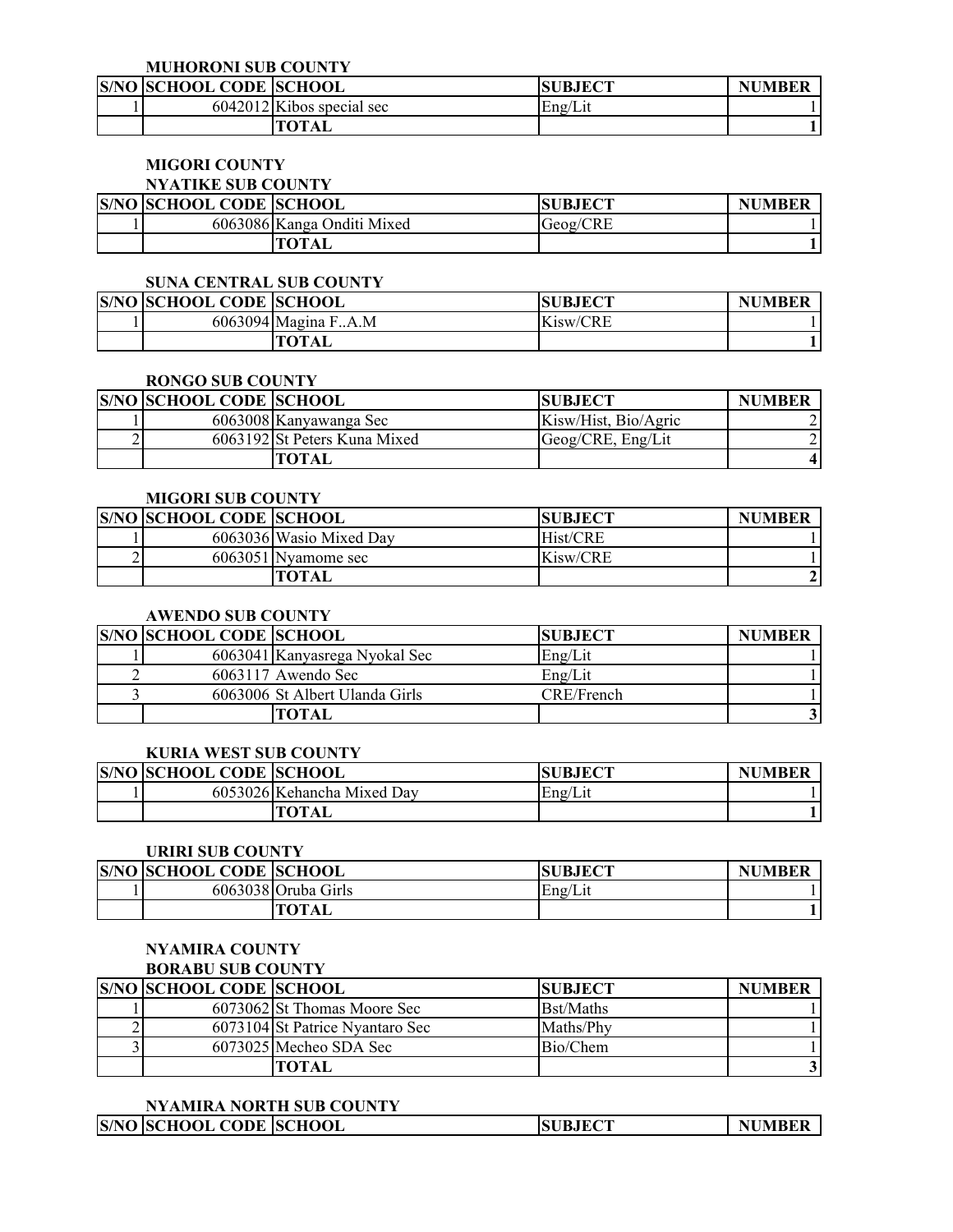**MUHORONI SUB COUNTY**

| S/NO | SCHOOL CODE | SCHOOL | SUBJECT | NUMBER |
|---|---|---|---|---|
| 1 | 6042012 | Kibos special sec | Eng/Lit | 1 |
| | | **TOTAL** | | **1** |

**MIGORI COUNTY**

**NYATIKE SUB COUNTY**

| S/NO | SCHOOL CODE | SCHOOL | SUBJECT | NUMBER |
|---|---|---|---|---|
| 1 | 6063086 | Kanga Onditi Mixed | Geog/CRE | 1 |
| | | **TOTAL** | | **1** |

**SUNA CENTRAL SUB COUNTY**

| S/NO | SCHOOL CODE | SCHOOL | SUBJECT | NUMBER |
|---|---|---|---|---|
| 1 | 6063094 | Magina F..A.M | Kisw/CRE | 1 |
| | | **TOTAL** | | **1** |

**RONGO SUB COUNTY**

| S/NO | SCHOOL CODE | SCHOOL | SUBJECT | NUMBER |
|---|---|---|---|---|
| 1 | 6063008 | Kanyawanga Sec | Kisw/Hist, Bio/Agric | 2 |
| 2 | 6063192 | St Peters Kuna Mixed | Geog/CRE, Eng/Lit | 2 |
| | | **TOTAL** | | **4** |

**MIGORI SUB COUNTY**

| S/NO | SCHOOL CODE | SCHOOL | SUBJECT | NUMBER |
|---|---|---|---|---|
| 1 | 6063036 | Wasio Mixed Day | Hist/CRE | 1 |
| 2 | 6063051 | Nyamome sec | Kisw/CRE | 1 |
| | | **TOTAL** | | **2** |

**AWENDO SUB COUNTY**

| S/NO | SCHOOL CODE | SCHOOL | SUBJECT | NUMBER |
|---|---|---|---|---|
| 1 | 6063041 | Kanyasrega Nyokal Sec | Eng/Lit | 1 |
| 2 | 6063117 | Awendo Sec | Eng/Lit | 1 |
| 3 | 6063006 | St Albert Ulanda Girls | CRE/French | 1 |
| | | **TOTAL** | | **3** |

**KURIA WEST SUB COUNTY**

| S/NO | SCHOOL CODE | SCHOOL | SUBJECT | NUMBER |
|---|---|---|---|---|
| 1 | 6053026 | Kehancha Mixed Day | Eng/Lit | 1 |
| | | **TOTAL** | | **1** |

**URIRI SUB COUNTY**

| S/NO | SCHOOL CODE | SCHOOL | SUBJECT | NUMBER |
|---|---|---|---|---|
| 1 | 6063038 | Oruba Girls | Eng/Lit | 1 |
| | | **TOTAL** | | **1** |

**NYAMIRA COUNTY**

**BORABU SUB COUNTY**

| S/NO | SCHOOL CODE | SCHOOL | SUBJECT | NUMBER |
|---|---|---|---|---|
| 1 | 6073062 | St Thomas Moore Sec | Bst/Maths | 1 |
| 2 | 6073104 | St Patrice Nyantaro Sec | Maths/Phy | 1 |
| 3 | 6073025 | Mecheo SDA Sec | Bio/Chem | 1 |
| | | **TOTAL** | | **3** |

**NYAMIRA NORTH SUB COUNTY**

| S/NO | SCHOOL CODE | SCHOOL | SUBJECT | NUMBER |
|---|---|---|---|---|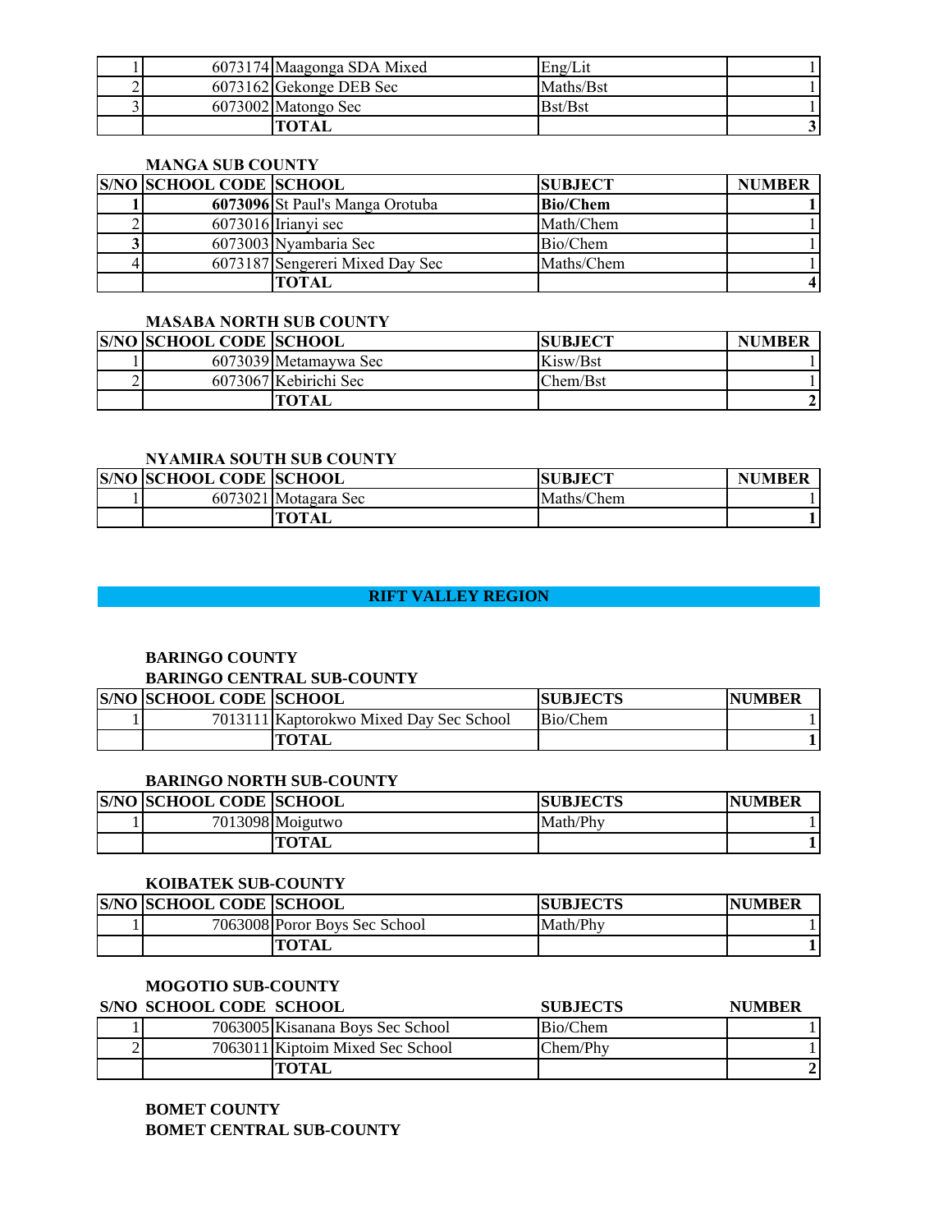| | | | | |
|---|---|---|---|---|
| 1 | 6073174 | Maagonga SDA Mixed | Eng/Lit | 1 |
| 2 | 6073162 | Gekonge DEB Sec | Maths/Bst | 1 |
| 3 | 6073002 | Matongo Sec | Bst/Bst | 1 |
| | | **TOTAL** | | **3** |

**MANGA SUB COUNTY**

| S/NO | SCHOOL CODE | SCHOOL | SUBJECT | NUMBER |
|---|---|---|---|---|
| **1** | **6073096** | St Paul's Manga Orotuba | **Bio/Chem** | **1** |
| 2 | 6073016 | Irianyi sec | Math/Chem | 1 |
| **3** | 6073003 | Nyambaria Sec | Bio/Chem | 1 |
| 4 | 6073187 | Sengereri Mixed Day Sec | Maths/Chem | 1 |
| | | **TOTAL** | | **4** |

**MASABA NORTH SUB COUNTY**

| S/NO | SCHOOL CODE | SCHOOL | SUBJECT | NUMBER |
|---|---|---|---|---|
| 1 | 6073039 | Metamaywa Sec | Kisw/Bst | 1 |
| 2 | 6073067 | Kebirichi Sec | Chem/Bst | 1 |
| | | **TOTAL** | | **2** |

**NYAMIRA SOUTH SUB COUNTY**

| S/NO | SCHOOL CODE | SCHOOL | SUBJECT | NUMBER |
|---|---|---|---|---|
| 1 | 6073021 | Motagara Sec | Maths/Chem | 1 |
| | | **TOTAL** | | **1** |

## RIFT VALLEY REGION

**BARINGO COUNTY**

**BARINGO CENTRAL SUB-COUNTY**

| S/NO | SCHOOL CODE | SCHOOL | SUBJECTS | NUMBER |
|---|---|---|---|---|
| 1 | 7013111 | Kaptorokwo Mixed Day Sec School | Bio/Chem | 1 |
| | | **TOTAL** | | **1** |

**BARINGO NORTH SUB-COUNTY**

| S/NO | SCHOOL CODE | SCHOOL | SUBJECTS | NUMBER |
|---|---|---|---|---|
| 1 | 7013098 | Moigutwo | Math/Phy | 1 |
| | | **TOTAL** | | **1** |

**KOIBATEK SUB-COUNTY**

| S/NO | SCHOOL CODE | SCHOOL | SUBJECTS | NUMBER |
|---|---|---|---|---|
| 1 | 7063008 | Poror Boys Sec School | Math/Phy | 1 |
| | | **TOTAL** | | **1** |

**MOGOTIO SUB-COUNTY**

| S/NO | SCHOOL CODE | SCHOOL | SUBJECTS | NUMBER |
|---|---|---|---|---|
| 1 | 7063005 | Kisanana Boys Sec School | Bio/Chem | 1 |
| 2 | 7063011 | Kiptoim Mixed Sec School | Chem/Phy | 1 |
| | | **TOTAL** | | **2** |

**BOMET COUNTY**

**BOMET CENTRAL SUB-COUNTY**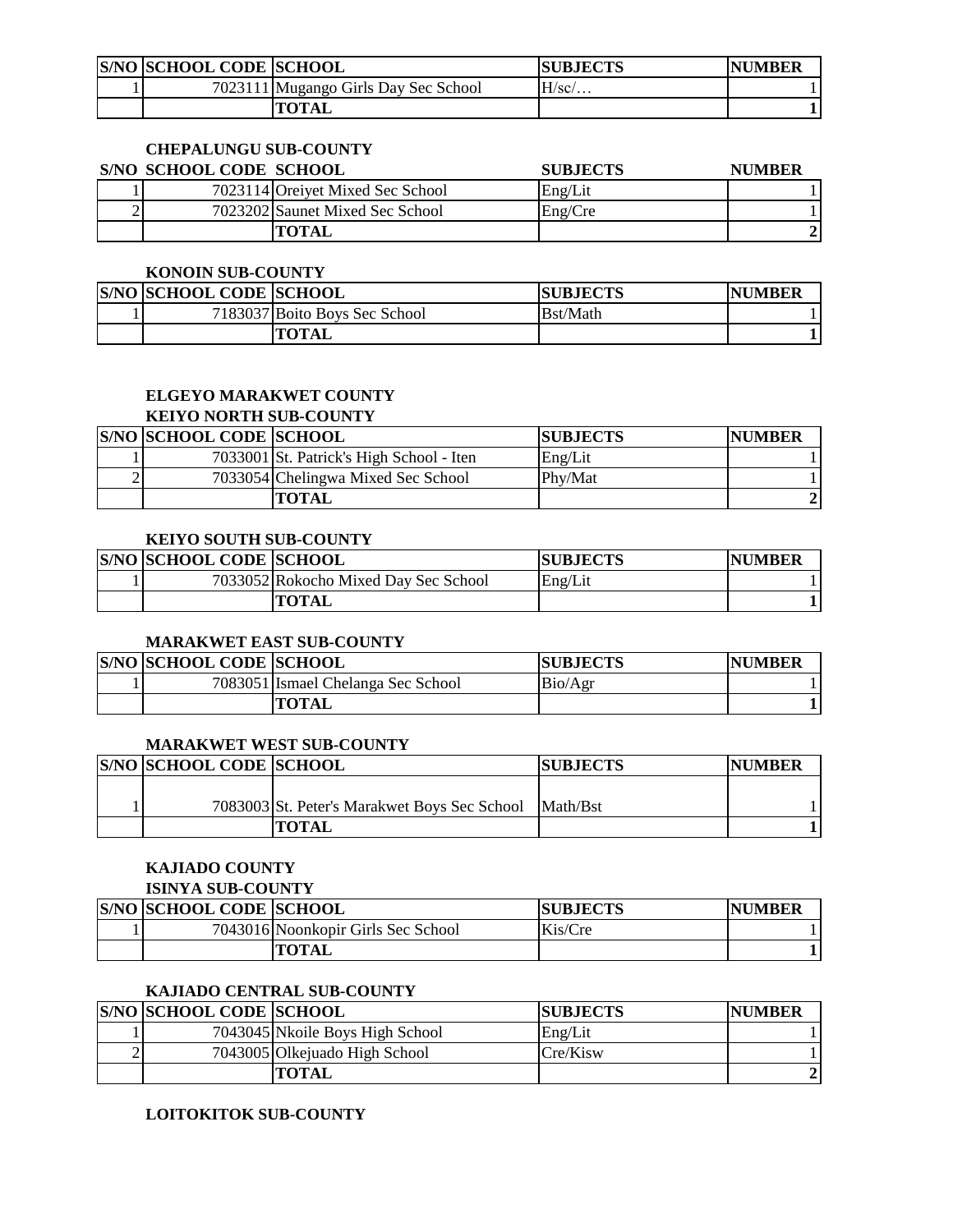| S/NO | SCHOOL CODE | SCHOOL | SUBJECTS | NUMBER |
|---|---|---|---|---|
| 1 | 7023111 | Mugango Girls Day Sec School | H/sc/… | 1 |
| | | **TOTAL** | | **1** |

**CHEPALUNGU SUB-COUNTY**

| S/NO | SCHOOL CODE | SCHOOL | SUBJECTS | NUMBER |
|---|---|---|---|---|
| 1 | 7023114 | Oreiyet Mixed Sec School | Eng/Lit | 1 |
| 2 | 7023202 | Saunet Mixed Sec School | Eng/Cre | 1 |
| | | **TOTAL** | | **2** |

**KONOIN SUB-COUNTY**

| S/NO | SCHOOL CODE | SCHOOL | SUBJECTS | NUMBER |
|---|---|---|---|---|
| 1 | 7183037 | Boito Boys Sec School | Bst/Math | 1 |
| | | **TOTAL** | | **1** |

**ELGEYO MARAKWET COUNTY**

**KEIYO NORTH SUB-COUNTY**

| S/NO | SCHOOL CODE | SCHOOL | SUBJECTS | NUMBER |
|---|---|---|---|---|
| 1 | 7033001 | St. Patrick's High School - Iten | Eng/Lit | 1 |
| 2 | 7033054 | Chelingwa Mixed Sec School | Phy/Mat | 1 |
| | | **TOTAL** | | **2** |

**KEIYO SOUTH SUB-COUNTY**

| S/NO | SCHOOL CODE | SCHOOL | SUBJECTS | NUMBER |
|---|---|---|---|---|
| 1 | 7033052 | Rokocho Mixed Day Sec School | Eng/Lit | 1 |
| | | **TOTAL** | | **1** |

**MARAKWET EAST SUB-COUNTY**

| S/NO | SCHOOL CODE | SCHOOL | SUBJECTS | NUMBER |
|---|---|---|---|---|
| 1 | 7083051 | Ismael Chelanga Sec School | Bio/Agr | 1 |
| | | **TOTAL** | | **1** |

**MARAKWET WEST SUB-COUNTY**

| S/NO | SCHOOL CODE | SCHOOL | SUBJECTS | NUMBER |
|---|---|---|---|---|
| 1 | 7083003 | St. Peter's Marakwet Boys Sec School | Math/Bst | 1 |
| | | **TOTAL** | | **1** |

**KAJIADO COUNTY**

**ISINYA SUB-COUNTY**

| S/NO | SCHOOL CODE | SCHOOL | SUBJECTS | NUMBER |
|---|---|---|---|---|
| 1 | 7043016 | Noonkopir Girls Sec School | Kis/Cre | 1 |
| | | **TOTAL** | | **1** |

**KAJIADO CENTRAL SUB-COUNTY**

| S/NO | SCHOOL CODE | SCHOOL | SUBJECTS | NUMBER |
|---|---|---|---|---|
| 1 | 7043045 | Nkoile Boys High School | Eng/Lit | 1 |
| 2 | 7043005 | Olkejuado High School | Cre/Kisw | 1 |
| | | **TOTAL** | | **2** |

**LOITOKITOK SUB-COUNTY**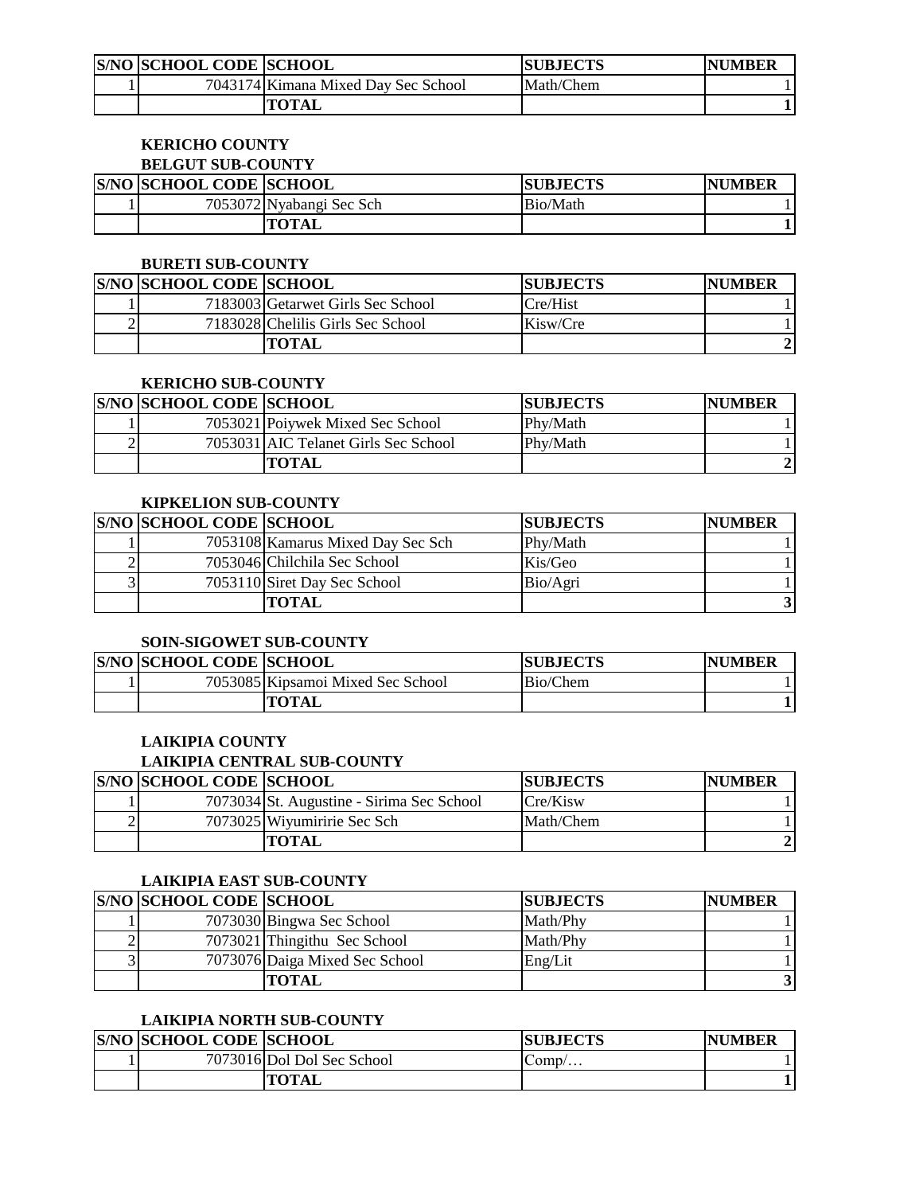| S/NO | SCHOOL CODE | SCHOOL | SUBJECTS | NUMBER |
|---|---|---|---|---|
| 1 | 7043174 | Kimana Mixed Day Sec School | Math/Chem | 1 |
| | | **TOTAL** | | **1** |

**KERICHO COUNTY**

**BELGUT SUB-COUNTY**

| S/NO | SCHOOL CODE | SCHOOL | SUBJECTS | NUMBER |
|---|---|---|---|---|
| 1 | 7053072 | Nyabangi Sec Sch | Bio/Math | 1 |
| | | **TOTAL** | | **1** |

**BURETI SUB-COUNTY**

| S/NO | SCHOOL CODE | SCHOOL | SUBJECTS | NUMBER |
|---|---|---|---|---|
| 1 | 7183003 | Getarwet Girls Sec School | Cre/Hist | 1 |
| 2 | 7183028 | Chelilis Girls Sec School | Kisw/Cre | 1 |
| | | **TOTAL** | | **2** |

**KERICHO SUB-COUNTY**

| S/NO | SCHOOL CODE | SCHOOL | SUBJECTS | NUMBER |
|---|---|---|---|---|
| 1 | 7053021 | Poiywek Mixed Sec School | Phy/Math | 1 |
| 2 | 7053031 | AIC Telanet Girls Sec School | Phy/Math | 1 |
| | | **TOTAL** | | **2** |

**KIPKELION SUB-COUNTY**

| S/NO | SCHOOL CODE | SCHOOL | SUBJECTS | NUMBER |
|---|---|---|---|---|
| 1 | 7053108 | Kamarus Mixed Day Sec Sch | Phy/Math | 1 |
| 2 | 7053046 | Chilchila Sec School | Kis/Geo | 1 |
| 3 | 7053110 | Siret Day Sec School | Bio/Agri | 1 |
| | | **TOTAL** | | **3** |

**SOIN-SIGOWET SUB-COUNTY**

| S/NO | SCHOOL CODE | SCHOOL | SUBJECTS | NUMBER |
|---|---|---|---|---|
| 1 | 7053085 | Kipsamoi Mixed Sec School | Bio/Chem | 1 |
| | | **TOTAL** | | **1** |

**LAIKIPIA COUNTY**

**LAIKIPIA CENTRAL SUB-COUNTY**

| S/NO | SCHOOL CODE | SCHOOL | SUBJECTS | NUMBER |
|---|---|---|---|---|
| 1 | 7073034 | St. Augustine - Sirima Sec School | Cre/Kisw | 1 |
| 2 | 7073025 | Wiyumiririe Sec Sch | Math/Chem | 1 |
| | | **TOTAL** | | **2** |

**LAIKIPIA EAST SUB-COUNTY**

| S/NO | SCHOOL CODE | SCHOOL | SUBJECTS | NUMBER |
|---|---|---|---|---|
| 1 | 7073030 | Bingwa Sec School | Math/Phy | 1 |
| 2 | 7073021 | Thingithu Sec School | Math/Phy | 1 |
| 3 | 7073076 | Daiga Mixed Sec School | Eng/Lit | 1 |
| | | **TOTAL** | | **3** |

**LAIKIPIA NORTH SUB-COUNTY**

| S/NO | SCHOOL CODE | SCHOOL | SUBJECTS | NUMBER |
|---|---|---|---|---|
| 1 | 7073016 | Dol Dol Sec School | Comp/… | 1 |
| | | **TOTAL** | | **1** |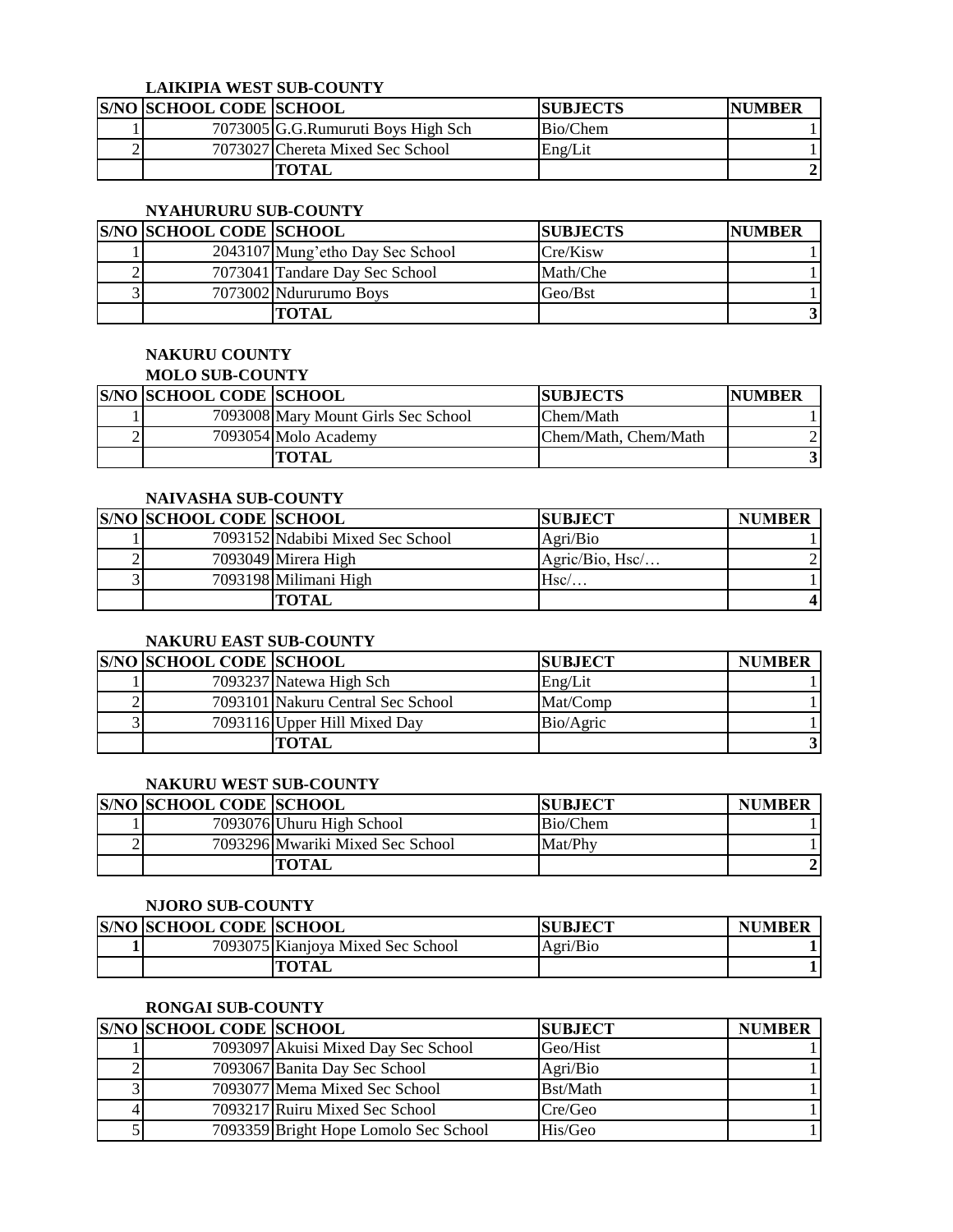### LAIKIPIA WEST SUB-COUNTY

| S/NO | SCHOOL CODE | SCHOOL | SUBJECTS | NUMBER |
|---|---|---|---|---|
| 1 | 7073005 | G.G.Rumuruti Boys High Sch | Bio/Chem | 1 |
| 2 | 7073027 | Chereta Mixed Sec School | Eng/Lit | 1 |
| | | **TOTAL** | | **2** |

### NYAHURURU SUB-COUNTY

| S/NO | SCHOOL CODE | SCHOOL | SUBJECTS | NUMBER |
|---|---|---|---|---|
| 1 | 2043107 | Mung'etho Day Sec School | Cre/Kisw | 1 |
| 2 | 7073041 | Tandare Day Sec School | Math/Che | 1 |
| 3 | 7073002 | Ndururumo Boys | Geo/Bst | 1 |
| | | **TOTAL** | | **3** |

## NAKURU COUNTY

### MOLO SUB-COUNTY

| S/NO | SCHOOL CODE | SCHOOL | SUBJECTS | NUMBER |
|---|---|---|---|---|
| 1 | 7093008 | Mary Mount Girls Sec School | Chem/Math | 1 |
| 2 | 7093054 | Molo Academy | Chem/Math, Chem/Math | 2 |
| | | **TOTAL** | | **3** |

### NAIVASHA SUB-COUNTY

| S/NO | SCHOOL CODE | SCHOOL | SUBJECT | NUMBER |
|---|---|---|---|---|
| 1 | 7093152 | Ndabibi Mixed Sec School | Agri/Bio | 1 |
| 2 | 7093049 | Mirera High | Agric/Bio, Hsc/… | 2 |
| 3 | 7093198 | Milimani High | Hsc/… | 1 |
| | | **TOTAL** | | **4** |

### NAKURU EAST SUB-COUNTY

| S/NO | SCHOOL CODE | SCHOOL | SUBJECT | NUMBER |
|---|---|---|---|---|
| 1 | 7093237 | Natewa High Sch | Eng/Lit | 1 |
| 2 | 7093101 | Nakuru Central Sec School | Mat/Comp | 1 |
| 3 | 7093116 | Upper Hill Mixed Day | Bio/Agric | 1 |
| | | **TOTAL** | | **3** |

### NAKURU WEST SUB-COUNTY

| S/NO | SCHOOL CODE | SCHOOL | SUBJECT | NUMBER |
|---|---|---|---|---|
| 1 | 7093076 | Uhuru High School | Bio/Chem | 1 |
| 2 | 7093296 | Mwariki Mixed Sec School | Mat/Phy | 1 |
| | | **TOTAL** | | **2** |

### NJORO SUB-COUNTY

| S/NO | SCHOOL CODE | SCHOOL | SUBJECT | NUMBER |
|---|---|---|---|---|
| **1** | 7093075 | Kianjoya Mixed Sec School | Agri/Bio | **1** |
| | | **TOTAL** | | **1** |

### RONGAI SUB-COUNTY

| S/NO | SCHOOL CODE | SCHOOL | SUBJECT | NUMBER |
|---|---|---|---|---|
| 1 | 7093097 | Akuisi Mixed Day Sec School | Geo/Hist | 1 |
| 2 | 7093067 | Banita Day Sec School | Agri/Bio | 1 |
| 3 | 7093077 | Mema Mixed Sec School | Bst/Math | 1 |
| 4 | 7093217 | Ruiru Mixed Sec School | Cre/Geo | 1 |
| 5 | 7093359 | Bright Hope Lomolo Sec School | His/Geo | 1 |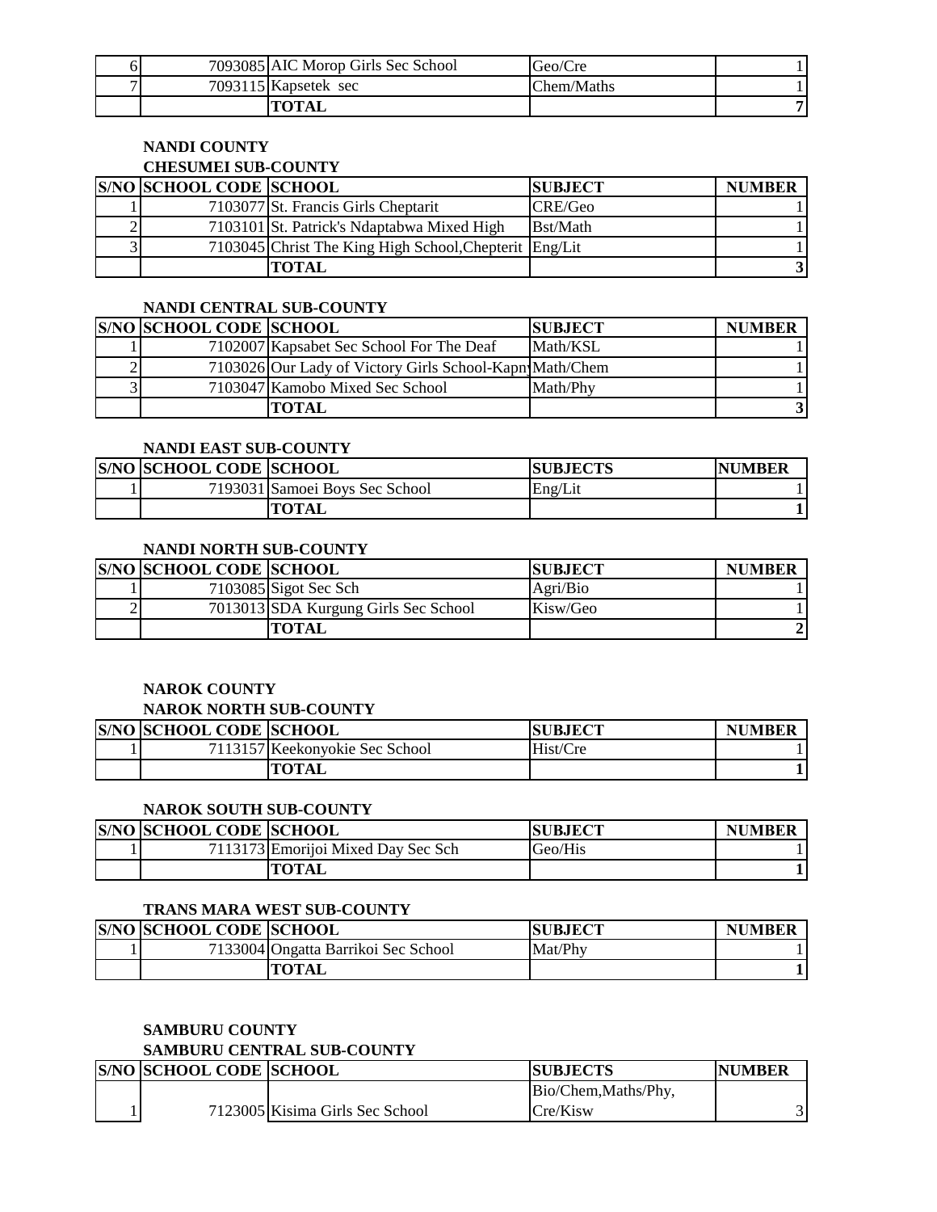| | | | | |
|---|---|---|---|---|
| 6 | 7093085 | AIC Morop Girls Sec School | Geo/Cre | 1 |
| 7 | 7093115 | Kapsetek sec | Chem/Maths | 1 |
| | | **TOTAL** | | **7** |

**NANDI COUNTY**

**CHESUMEI SUB-COUNTY**

| S/NO | SCHOOL CODE | SCHOOL | SUBJECT | NUMBER |
|---|---|---|---|---|
| 1 | 7103077 | St. Francis Girls Cheptarit | CRE/Geo | 1 |
| 2 | 7103101 | St. Patrick's Ndaptabwa Mixed High | Bst/Math | 1 |
| 3 | 7103045 | Christ The King High School,Chepterit | Eng/Lit | 1 |
| | | **TOTAL** | | **3** |

**NANDI CENTRAL SUB-COUNTY**

| S/NO | SCHOOL CODE | SCHOOL | SUBJECT | NUMBER |
|---|---|---|---|---|
| 1 | 7102007 | Kapsabet Sec School For The Deaf | Math/KSL | 1 |
| 2 | 7103026 | Our Lady of Victory Girls School-Kapn | Math/Chem | 1 |
| 3 | 7103047 | Kamobo Mixed Sec School | Math/Phy | 1 |
| | | **TOTAL** | | **3** |

**NANDI EAST SUB-COUNTY**

| S/NO | SCHOOL CODE | SCHOOL | SUBJECTS | NUMBER |
|---|---|---|---|---|
| 1 | 7193031 | Samoei Boys Sec School | Eng/Lit | 1 |
| | | **TOTAL** | | **1** |

**NANDI NORTH SUB-COUNTY**

| S/NO | SCHOOL CODE | SCHOOL | SUBJECT | NUMBER |
|---|---|---|---|---|
| 1 | 7103085 | Sigot Sec Sch | Agri/Bio | 1 |
| 2 | 7013013 | SDA Kurgung Girls Sec School | Kisw/Geo | 1 |
| | | **TOTAL** | | **2** |

**NAROK COUNTY**

**NAROK NORTH SUB-COUNTY**

| S/NO | SCHOOL CODE | SCHOOL | SUBJECT | NUMBER |
|---|---|---|---|---|
| 1 | 7113157 | Keekonyokie Sec School | Hist/Cre | 1 |
| | | **TOTAL** | | **1** |

**NAROK SOUTH SUB-COUNTY**

| S/NO | SCHOOL CODE | SCHOOL | SUBJECT | NUMBER |
|---|---|---|---|---|
| 1 | 7113173 | Emorijoi Mixed Day Sec Sch | Geo/His | 1 |
| | | **TOTAL** | | **1** |

**TRANS MARA WEST SUB-COUNTY**

| S/NO | SCHOOL CODE | SCHOOL | SUBJECT | NUMBER |
|---|---|---|---|---|
| 1 | 7133004 | Ongatta Barrikoi Sec School | Mat/Phy | 1 |
| | | **TOTAL** | | **1** |

**SAMBURU COUNTY**

**SAMBURU CENTRAL SUB-COUNTY**

| S/NO | SCHOOL CODE | SCHOOL | SUBJECTS | NUMBER |
|---|---|---|---|---|
| 1 | 7123005 | Kisima Girls Sec School | Bio/Chem,Maths/Phy, Cre/Kisw | 3 |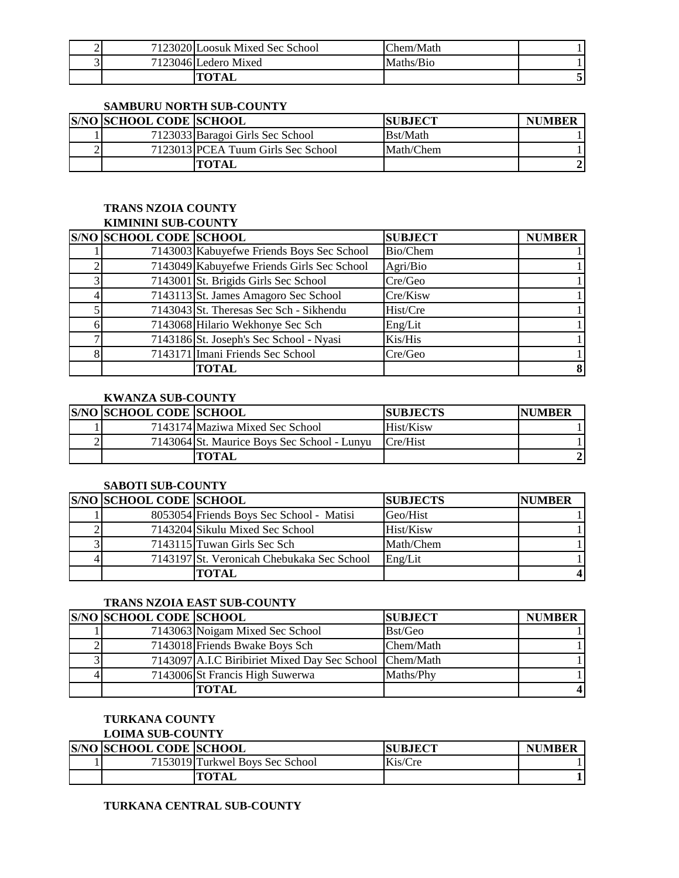| | | | | |
|---|---|---|---|---|
| 2 | 7123020 | Loosuk Mixed Sec School | Chem/Math | 1 |
| 3 | 7123046 | Ledero Mixed | Maths/Bio | 1 |
| | | **TOTAL** | | **5** |

**SAMBURU NORTH SUB-COUNTY**

| S/NO | SCHOOL CODE | SCHOOL | SUBJECT | NUMBER |
|---|---|---|---|---|
| 1 | 7123033 | Baragoi Girls Sec School | Bst/Math | 1 |
| 2 | 7123013 | PCEA Tuum Girls Sec School | Math/Chem | 1 |
| | | **TOTAL** | | **2** |

**TRANS NZOIA COUNTY**

**KIMININI SUB-COUNTY**

| S/NO | SCHOOL CODE | SCHOOL | SUBJECT | NUMBER |
|---|---|---|---|---|
| 1 | 7143003 | Kabuyefwe Friends Boys Sec School | Bio/Chem | 1 |
| 2 | 7143049 | Kabuyefwe Friends Girls Sec School | Agri/Bio | 1 |
| 3 | 7143001 | St. Brigids Girls Sec School | Cre/Geo | 1 |
| 4 | 7143113 | St. James Amagoro Sec School | Cre/Kisw | 1 |
| 5 | 7143043 | St. Theresas Sec Sch - Sikhendu | Hist/Cre | 1 |
| 6 | 7143068 | Hilario Wekhonye Sec Sch | Eng/Lit | 1 |
| 7 | 7143186 | St. Joseph's Sec School - Nyasi | Kis/His | 1 |
| 8 | 7143171 | Imani Friends Sec School | Cre/Geo | 1 |
| | | **TOTAL** | | **8** |

**KWANZA SUB-COUNTY**

| S/NO | SCHOOL CODE | SCHOOL | SUBJECTS | NUMBER |
|---|---|---|---|---|
| 1 | 7143174 | Maziwa Mixed Sec School | Hist/Kisw | 1 |
| 2 | 7143064 | St. Maurice Boys Sec School - Lunyu | Cre/Hist | 1 |
| | | **TOTAL** | | **2** |

**SABOTI SUB-COUNTY**

| S/NO | SCHOOL CODE | SCHOOL | SUBJECTS | NUMBER |
|---|---|---|---|---|
| 1 | 8053054 | Friends Boys Sec School - Matisi | Geo/Hist | 1 |
| 2 | 7143204 | Sikulu Mixed Sec School | Hist/Kisw | 1 |
| 3 | 7143115 | Tuwan Girls Sec Sch | Math/Chem | 1 |
| 4 | 7143197 | St. Veronicah Chebukaka Sec School | Eng/Lit | 1 |
| | | **TOTAL** | | **4** |

**TRANS NZOIA EAST SUB-COUNTY**

| S/NO | SCHOOL CODE | SCHOOL | SUBJECT | NUMBER |
|---|---|---|---|---|
| 1 | 7143063 | Noigam Mixed Sec School | Bst/Geo | 1 |
| 2 | 7143018 | Friends Bwake Boys Sch | Chem/Math | 1 |
| 3 | 7143097 | A.I.C Biribiriet Mixed Day Sec School | Chem/Math | 1 |
| 4 | 7143006 | St Francis High Suwerwa | Maths/Phy | 1 |
| | | **TOTAL** | | **4** |

**TURKANA COUNTY**

**LOIMA SUB-COUNTY**

| S/NO | SCHOOL CODE | SCHOOL | SUBJECT | NUMBER |
|---|---|---|---|---|
| 1 | 7153019 | Turkwel Boys Sec School | Kis/Cre | 1 |
| | | **TOTAL** | | **1** |

**TURKANA CENTRAL SUB-COUNTY**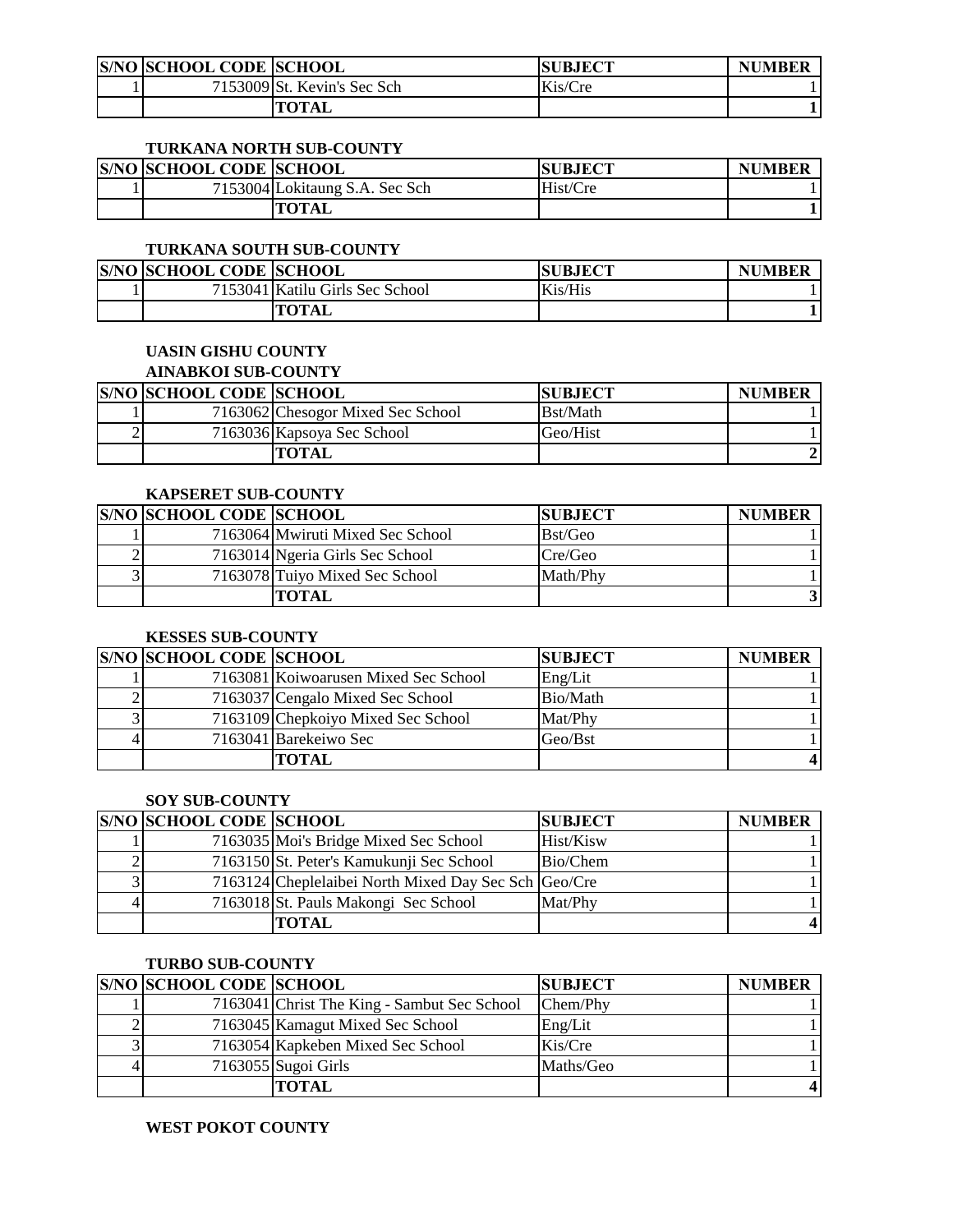| S/NO | SCHOOL CODE | SCHOOL | SUBJECT | NUMBER |
|---|---|---|---|---|
| 1 | 7153009 | St. Kevin's Sec Sch | Kis/Cre | 1 |
| | | **TOTAL** | | **1** |

### TURKANA NORTH SUB-COUNTY

| S/NO | SCHOOL CODE | SCHOOL | SUBJECT | NUMBER |
|---|---|---|---|---|
| 1 | 7153004 | Lokitaung S.A. Sec Sch | Hist/Cre | 1 |
| | | **TOTAL** | | **1** |

### TURKANA SOUTH SUB-COUNTY

| S/NO | SCHOOL CODE | SCHOOL | SUBJECT | NUMBER |
|---|---|---|---|---|
| 1 | 7153041 | Katilu Girls Sec School | Kis/His | 1 |
| | | **TOTAL** | | **1** |

## UASIN GISHU COUNTY

### AINABKOI SUB-COUNTY

| S/NO | SCHOOL CODE | SCHOOL | SUBJECT | NUMBER |
|---|---|---|---|---|
| 1 | 7163062 | Chesogor Mixed Sec School | Bst/Math | 1 |
| 2 | 7163036 | Kapsoya Sec School | Geo/Hist | 1 |
| | | **TOTAL** | | **2** |

### KAPSERET SUB-COUNTY

| S/NO | SCHOOL CODE | SCHOOL | SUBJECT | NUMBER |
|---|---|---|---|---|
| 1 | 7163064 | Mwiruti Mixed Sec School | Bst/Geo | 1 |
| 2 | 7163014 | Ngeria Girls Sec School | Cre/Geo | 1 |
| 3 | 7163078 | Tuiyo Mixed Sec School | Math/Phy | 1 |
| | | **TOTAL** | | **3** |

### KESSES SUB-COUNTY

| S/NO | SCHOOL CODE | SCHOOL | SUBJECT | NUMBER |
|---|---|---|---|---|
| 1 | 7163081 | Koiwoarusen Mixed Sec School | Eng/Lit | 1 |
| 2 | 7163037 | Cengalo Mixed Sec School | Bio/Math | 1 |
| 3 | 7163109 | Chepkoiyo Mixed Sec School | Mat/Phy | 1 |
| 4 | 7163041 | Barekeiwo Sec | Geo/Bst | 1 |
| | | **TOTAL** | | **4** |

### SOY SUB-COUNTY

| S/NO | SCHOOL CODE | SCHOOL | SUBJECT | NUMBER |
|---|---|---|---|---|
| 1 | 7163035 | Moi's Bridge Mixed Sec School | Hist/Kisw | 1 |
| 2 | 7163150 | St. Peter's Kamukunji Sec School | Bio/Chem | 1 |
| 3 | 7163124 | Cheplelaibei North Mixed Day Sec Sch | Geo/Cre | 1 |
| 4 | 7163018 | St. Pauls Makongi Sec School | Mat/Phy | 1 |
| | | **TOTAL** | | **4** |

### TURBO SUB-COUNTY

| S/NO | SCHOOL CODE | SCHOOL | SUBJECT | NUMBER |
|---|---|---|---|---|
| 1 | 7163041 | Christ The King - Sambut Sec School | Chem/Phy | 1 |
| 2 | 7163045 | Kamagut Mixed Sec School | Eng/Lit | 1 |
| 3 | 7163054 | Kapkeben Mixed Sec School | Kis/Cre | 1 |
| 4 | 7163055 | Sugoi Girls | Maths/Geo | 1 |
| | | **TOTAL** | | **4** |

## WEST POKOT COUNTY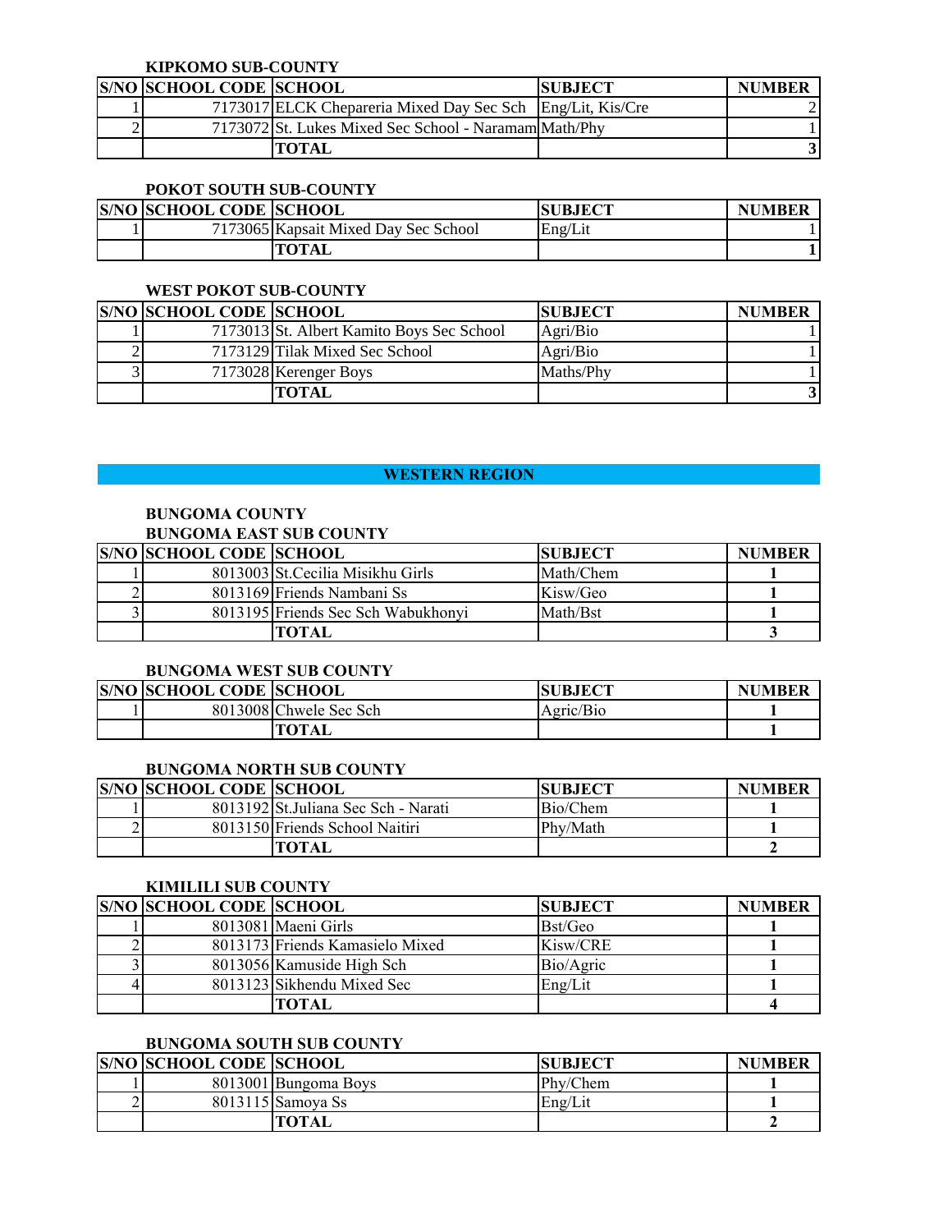### KIPKOMO SUB-COUNTY

| S/NO | SCHOOL CODE | SCHOOL | SUBJECT | NUMBER |
|---|---|---|---|---|
| 1 | 7173017 | ELCK Chepareria Mixed Day Sec Sch | Eng/Lit, Kis/Cre | 2 |
| 2 | 7173072 | St. Lukes Mixed Sec School - Naramam | Math/Phy | 1 |
| | | **TOTAL** | | **3** |

### POKOT SOUTH SUB-COUNTY

| S/NO | SCHOOL CODE | SCHOOL | SUBJECT | NUMBER |
|---|---|---|---|---|
| 1 | 7173065 | Kapsait Mixed Day Sec School | Eng/Lit | 1 |
| | | **TOTAL** | | **1** |

### WEST POKOT SUB-COUNTY

| S/NO | SCHOOL CODE | SCHOOL | SUBJECT | NUMBER |
|---|---|---|---|---|
| 1 | 7173013 | St. Albert Kamito Boys Sec School | Agri/Bio | 1 |
| 2 | 7173129 | Tilak Mixed Sec School | Agri/Bio | 1 |
| 3 | 7173028 | Kerenger Boys | Maths/Phy | 1 |
| | | **TOTAL** | | **3** |

## WESTERN REGION

### BUNGOMA COUNTY

### BUNGOMA EAST SUB COUNTY

| S/NO | SCHOOL CODE | SCHOOL | SUBJECT | NUMBER |
|---|---|---|---|---|
| 1 | 8013003 | St.Cecilia Misikhu Girls | Math/Chem | **1** |
| 2 | 8013169 | Friends Nambani Ss | Kisw/Geo | **1** |
| 3 | 8013195 | Friends Sec Sch Wabukhonyi | Math/Bst | **1** |
| | | **TOTAL** | | **3** |

### BUNGOMA WEST SUB COUNTY

| S/NO | SCHOOL CODE | SCHOOL | SUBJECT | NUMBER |
|---|---|---|---|---|
| 1 | 8013008 | Chwele Sec Sch | Agric/Bio | **1** |
| | | **TOTAL** | | **1** |

### BUNGOMA NORTH SUB COUNTY

| S/NO | SCHOOL CODE | SCHOOL | SUBJECT | NUMBER |
|---|---|---|---|---|
| 1 | 8013192 | St.Juliana Sec Sch - Narati | Bio/Chem | **1** |
| 2 | 8013150 | Friends School Naitiri | Phy/Math | **1** |
| | | **TOTAL** | | **2** |

### KIMILILI SUB COUNTY

| S/NO | SCHOOL CODE | SCHOOL | SUBJECT | NUMBER |
|---|---|---|---|---|
| 1 | 8013081 | Maeni Girls | Bst/Geo | **1** |
| 2 | 8013173 | Friends Kamasielo Mixed | Kisw/CRE | **1** |
| 3 | 8013056 | Kamuside High Sch | Bio/Agric | **1** |
| 4 | 8013123 | Sikhendu Mixed Sec | Eng/Lit | **1** |
| | | **TOTAL** | | **4** |

### BUNGOMA SOUTH SUB COUNTY

| S/NO | SCHOOL CODE | SCHOOL | SUBJECT | NUMBER |
|---|---|---|---|---|
| 1 | 8013001 | Bungoma Boys | Phy/Chem | **1** |
| 2 | 8013115 | Samoya Ss | Eng/Lit | **1** |
| | | **TOTAL** | | **2** |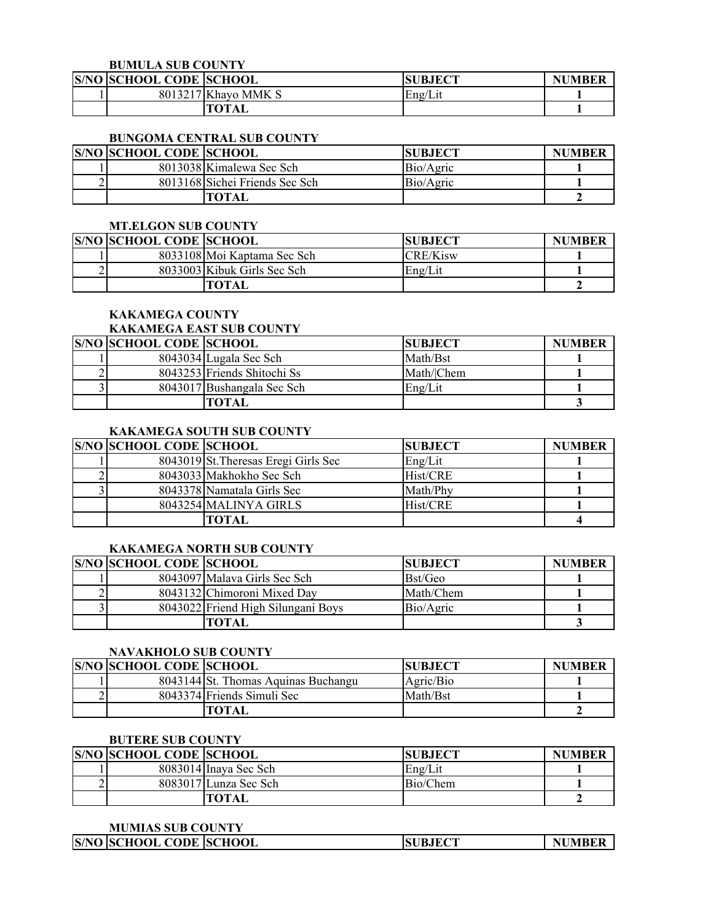### BUMULA SUB COUNTY

| S/NO | SCHOOL CODE | SCHOOL | SUBJECT | NUMBER |
|---|---|---|---|---|
| 1 | 8013217 | Khayo MMK S | Eng/Lit | **1** |
| | | **TOTAL** | | **1** |

### BUNGOMA CENTRAL SUB COUNTY

| S/NO | SCHOOL CODE | SCHOOL | SUBJECT | NUMBER |
|---|---|---|---|---|
| 1 | 8013038 | Kimalewa Sec Sch | Bio/Agric | **1** |
| 2 | 8013168 | Sichei Friends Sec Sch | Bio/Agric | **1** |
| | | **TOTAL** | | **2** |

### MT.ELGON SUB COUNTY

| S/NO | SCHOOL CODE | SCHOOL | SUBJECT | NUMBER |
|---|---|---|---|---|
| 1 | 8033108 | Moi Kaptama Sec Sch | CRE/Kisw | **1** |
| 2 | 8033003 | Kibuk Girls Sec Sch | Eng/Lit | **1** |
| | | **TOTAL** | | **2** |

## KAKAMEGA COUNTY

### KAKAMEGA EAST SUB COUNTY

| S/NO | SCHOOL CODE | SCHOOL | SUBJECT | NUMBER |
|---|---|---|---|---|
| 1 | 8043034 | Lugala Sec Sch | Math/Bst | **1** |
| 2 | 8043253 | Friends Shitochi Ss | Math/\|Chem | **1** |
| 3 | 8043017 | Bushangala Sec Sch | Eng/Lit | **1** |
| | | **TOTAL** | | **3** |

### KAKAMEGA SOUTH SUB COUNTY

| S/NO | SCHOOL CODE | SCHOOL | SUBJECT | NUMBER |
|---|---|---|---|---|
| 1 | 8043019 | St.Theresas Eregi Girls Sec | Eng/Lit | **1** |
| 2 | 8043033 | Makhokho Sec Sch | Hist/CRE | **1** |
| 3 | 8043378 | Namatala Girls Sec | Math/Phy | **1** |
| | 8043254 | MALINYA GIRLS | Hist/CRE | **1** |
| | | **TOTAL** | | **4** |

### KAKAMEGA NORTH SUB COUNTY

| S/NO | SCHOOL CODE | SCHOOL | SUBJECT | NUMBER |
|---|---|---|---|---|
| 1 | 8043097 | Malava Girls Sec Sch | Bst/Geo | **1** |
| 2 | 8043132 | Chimoroni Mixed Day | Math/Chem | **1** |
| 3 | 8043022 | Friend High Silungani Boys | Bio/Agric | **1** |
| | | **TOTAL** | | **3** |

### NAVAKHOLO SUB COUNTY

| S/NO | SCHOOL CODE | SCHOOL | SUBJECT | NUMBER |
|---|---|---|---|---|
| 1 | 8043144 | St. Thomas Aquinas Buchangu | Agric/Bio | **1** |
| 2 | 8043374 | Friends Simuli Sec | Math/Bst | **1** |
| | | **TOTAL** | | **2** |

### BUTERE SUB COUNTY

| S/NO | SCHOOL CODE | SCHOOL | SUBJECT | NUMBER |
|---|---|---|---|---|
| 1 | 8083014 | Inaya Sec Sch | Eng/Lit | **1** |
| 2 | 8083017 | Lunza Sec Sch | Bio/Chem | **1** |
| | | **TOTAL** | | **2** |

### MUMIAS SUB COUNTY

| S/NO | SCHOOL CODE | SCHOOL | SUBJECT | NUMBER |
|---|---|---|---|---|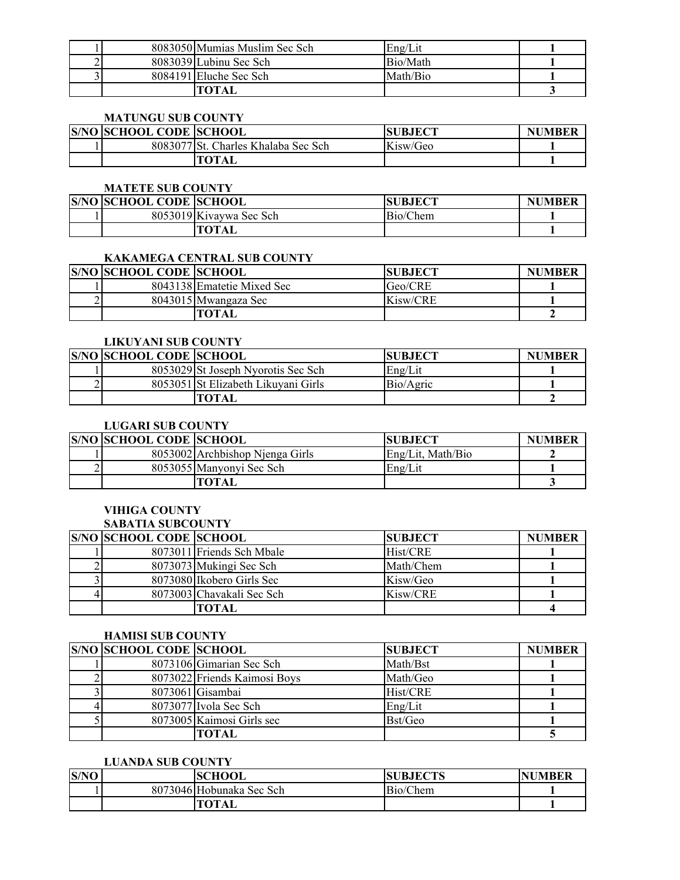| | | | | |
|---|---|---|---|---|
| 1 | 8083050 | Mumias Muslim Sec Sch | Eng/Lit | 1 |
| 2 | 8083039 | Lubinu Sec Sch | Bio/Math | 1 |
| 3 | 8084191 | Eluche Sec Sch | Math/Bio | 1 |
| | | **TOTAL** | | **3** |

**MATUNGU SUB COUNTY**

| S/NO | SCHOOL CODE | SCHOOL | SUBJECT | NUMBER |
|---|---|---|---|---|
| 1 | 8083077 | St. Charles Khalaba Sec Sch | Kisw/Geo | 1 |
| | | **TOTAL** | | **1** |

**MATETE SUB COUNTY**

| S/NO | SCHOOL CODE | SCHOOL | SUBJECT | NUMBER |
|---|---|---|---|---|
| 1 | 8053019 | Kivaywa Sec Sch | Bio/Chem | 1 |
| | | **TOTAL** | | **1** |

**KAKAMEGA CENTRAL SUB COUNTY**

| S/NO | SCHOOL CODE | SCHOOL | SUBJECT | NUMBER |
|---|---|---|---|---|
| 1 | 8043138 | Ematetie Mixed Sec | Geo/CRE | 1 |
| 2 | 8043015 | Mwangaza Sec | Kisw/CRE | 1 |
| | | **TOTAL** | | **2** |

**LIKUYANI SUB COUNTY**

| S/NO | SCHOOL CODE | SCHOOL | SUBJECT | NUMBER |
|---|---|---|---|---|
| 1 | 8053029 | St Joseph Nyorotis Sec Sch | Eng/Lit | 1 |
| 2 | 8053051 | St Elizabeth Likuyani Girls | Bio/Agric | 1 |
| | | **TOTAL** | | **2** |

**LUGARI SUB COUNTY**

| S/NO | SCHOOL CODE | SCHOOL | SUBJECT | NUMBER |
|---|---|---|---|---|
| 1 | 8053002 | Archbishop Njenga Girls | Eng/Lit, Math/Bio | 2 |
| 2 | 8053055 | Manyonyi Sec Sch | Eng/Lit | 1 |
| | | **TOTAL** | | **3** |

**VIHIGA COUNTY**

**SABATIA SUBCOUNTY**

| S/NO | SCHOOL CODE | SCHOOL | SUBJECT | NUMBER |
|---|---|---|---|---|
| 1 | 8073011 | Friends Sch Mbale | Hist/CRE | 1 |
| 2 | 8073073 | Mukingi Sec Sch | Math/Chem | 1 |
| 3 | 8073080 | Ikobero Girls Sec | Kisw/Geo | 1 |
| 4 | 8073003 | Chavakali Sec Sch | Kisw/CRE | 1 |
| | | **TOTAL** | | **4** |

**HAMISI SUB COUNTY**

| S/NO | SCHOOL CODE | SCHOOL | SUBJECT | NUMBER |
|---|---|---|---|---|
| 1 | 8073106 | Gimarian Sec Sch | Math/Bst | 1 |
| 2 | 8073022 | Friends Kaimosi Boys | Math/Geo | 1 |
| 3 | 8073061 | Gisambai | Hist/CRE | 1 |
| 4 | 8073077 | Ivola Sec Sch | Eng/Lit | 1 |
| 5 | 8073005 | Kaimosi Girls sec | Bst/Geo | 1 |
| | | **TOTAL** | | **5** |

**LUANDA SUB COUNTY**

| S/NO | | SCHOOL | SUBJECTS | NUMBER |
|---|---|---|---|---|
| 1 | 8073046 | Hobunaka Sec Sch | Bio/Chem | 1 |
| | | **TOTAL** | | **1** |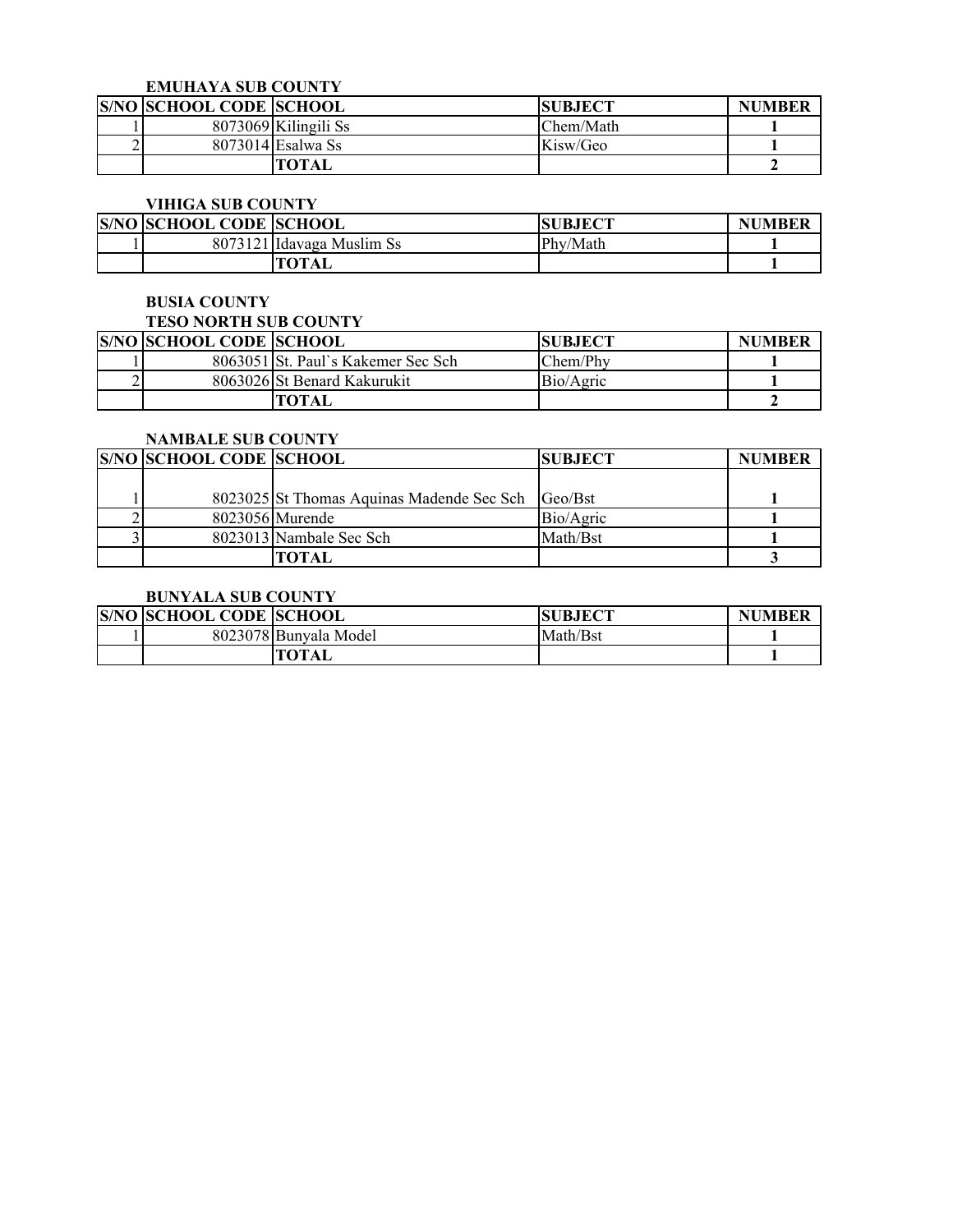**EMUHAYA SUB COUNTY**

| S/NO | SCHOOL CODE | SCHOOL | SUBJECT | NUMBER |
|---|---|---|---|---|
| 1 | 8073069 | Kilingili Ss | Chem/Math | 1 |
| 2 | 8073014 | Esalwa Ss | Kisw/Geo | 1 |
| | | **TOTAL** | | **2** |

**VIHIGA SUB COUNTY**

| S/NO | SCHOOL CODE | SCHOOL | SUBJECT | NUMBER |
|---|---|---|---|---|
| 1 | 8073121 | Idavaga Muslim Ss | Phy/Math | 1 |
| | | **TOTAL** | | **1** |

**BUSIA COUNTY**

**TESO NORTH SUB COUNTY**

| S/NO | SCHOOL CODE | SCHOOL | SUBJECT | NUMBER |
|---|---|---|---|---|
| 1 | 8063051 | St. Paul`s Kakemer Sec Sch | Chem/Phy | 1 |
| 2 | 8063026 | St Benard Kakurukit | Bio/Agric | 1 |
| | | **TOTAL** | | **2** |

**NAMBALE SUB COUNTY**

| S/NO | SCHOOL CODE | SCHOOL | SUBJECT | NUMBER |
|---|---|---|---|---|
| 1 | 8023025 | St Thomas Aquinas Madende Sec Sch | Geo/Bst | 1 |
| 2 | 8023056 | Murende | Bio/Agric | 1 |
| 3 | 8023013 | Nambale Sec Sch | Math/Bst | 1 |
| | | **TOTAL** | | **3** |

**BUNYALA SUB COUNTY**

| S/NO | SCHOOL CODE | SCHOOL | SUBJECT | NUMBER |
|---|---|---|---|---|
| 1 | 8023078 | Bunyala Model | Math/Bst | 1 |
| | | **TOTAL** | | **1** |